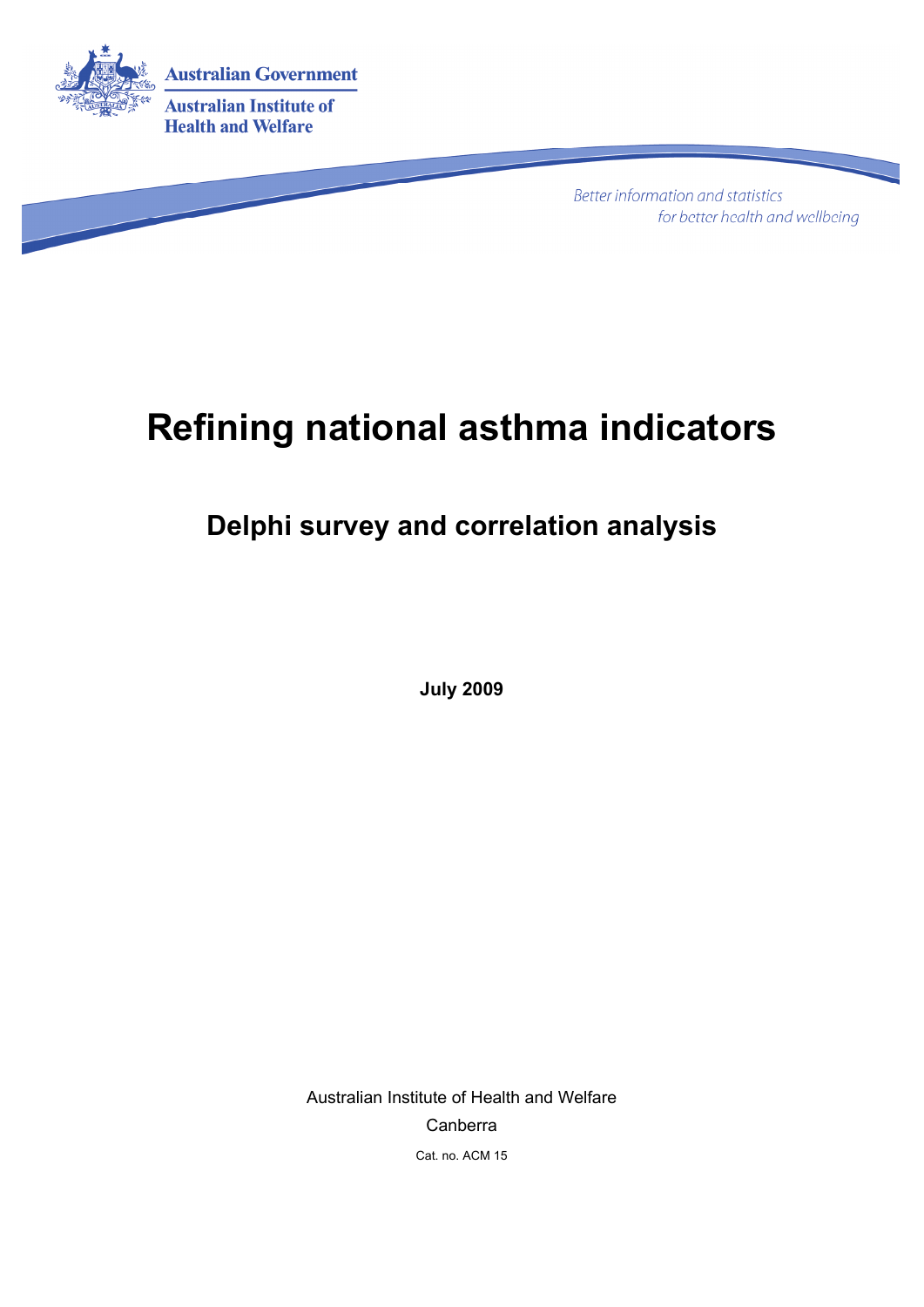Australian Government

Australian Institute of Health and Welfare

*Better information and statistics for better health and wellbeing*

# Refining national asthma indicators

## Delphi survey and correlation analysis

**July 2009**

Australian Institute of Health and Welfare

Canberra

Cat. no. ACM 15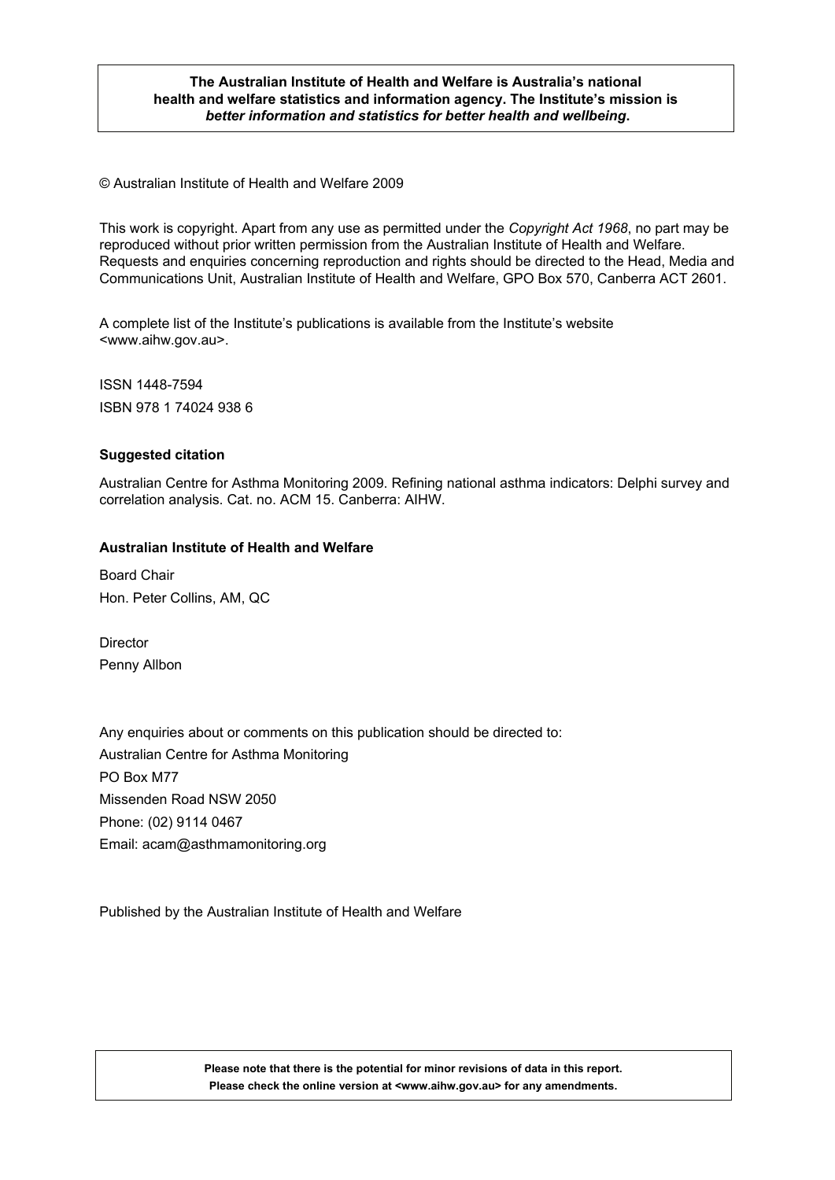**The Australian Institute of Health and Welfare is Australia's national health and welfare statistics and information agency. The Institute's mission is *better information and statistics for better health and wellbeing*.**

© Australian Institute of Health and Welfare 2009

This work is copyright. Apart from any use as permitted under the *Copyright Act 1968*, no part may be reproduced without prior written permission from the Australian Institute of Health and Welfare. Requests and enquiries concerning reproduction and rights should be directed to the Head, Media and Communications Unit, Australian Institute of Health and Welfare, GPO Box 570, Canberra ACT 2601.

A complete list of the Institute's publications is available from the Institute's website <www.aihw.gov.au>.

ISSN 1448-7594

ISBN 978 1 74024 938 6

**Suggested citation**

Australian Centre for Asthma Monitoring 2009. Refining national asthma indicators: Delphi survey and correlation analysis. Cat. no. ACM 15. Canberra: AIHW.

**Australian Institute of Health and Welfare**

Board Chair

Hon. Peter Collins, AM, QC

Director

Penny Allbon

Any enquiries about or comments on this publication should be directed to:

Australian Centre for Asthma Monitoring

PO Box M77

Missenden Road NSW 2050

Phone: (02) 9114 0467

Email: acam@asthmamonitoring.org

Published by the Australian Institute of Health and Welfare

**Please note that there is the potential for minor revisions of data in this report.**
**Please check the online version at <www.aihw.gov.au> for any amendments.**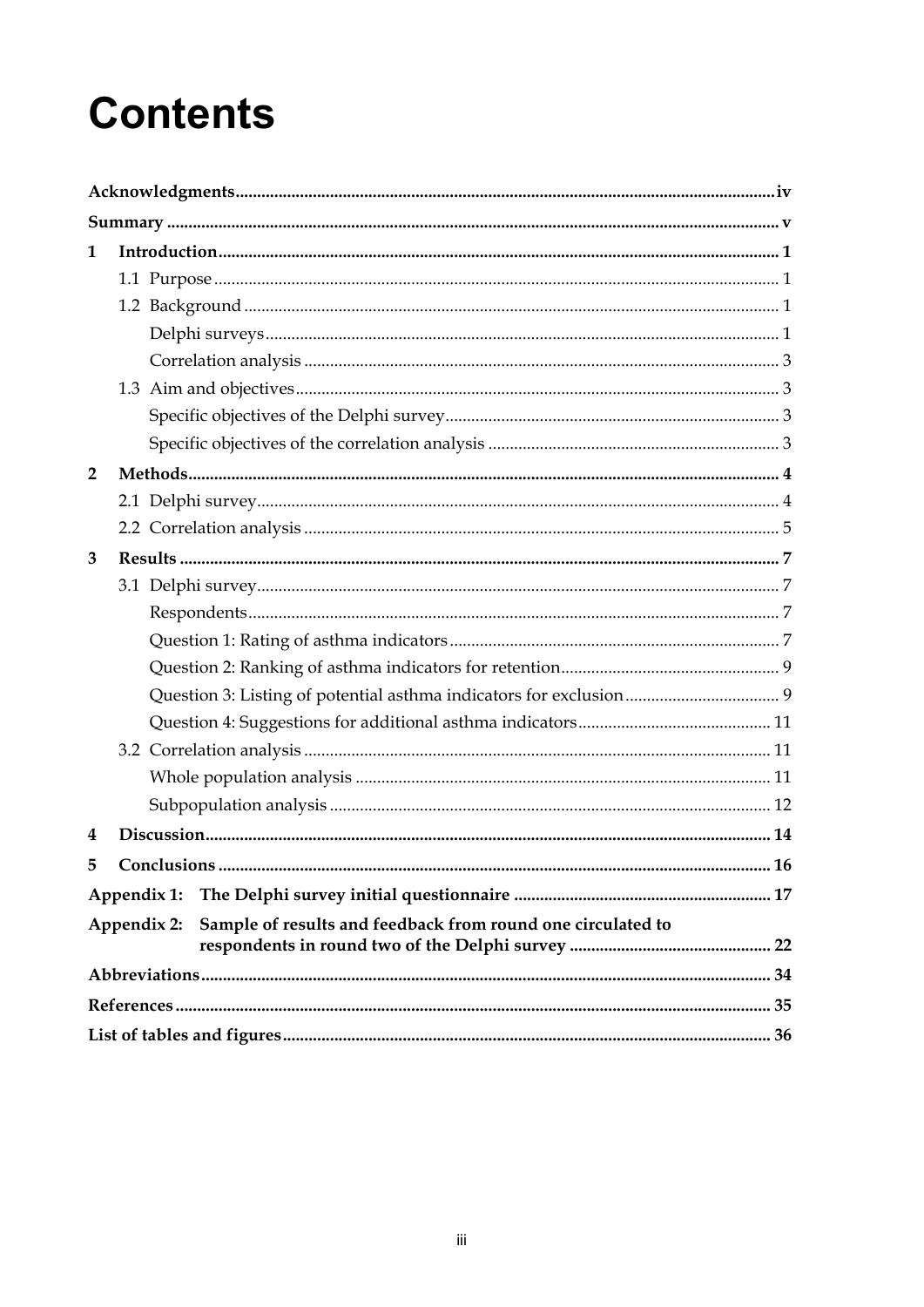# Contents

**Acknowledgments** ..... iv

**Summary** ..... v

**1 Introduction** ..... 1

- 1.1 Purpose ..... 1
- 1.2 Background ..... 1
  - Delphi surveys ..... 1
  - Correlation analysis ..... 3
- 1.3 Aim and objectives ..... 3
  - Specific objectives of the Delphi survey ..... 3
  - Specific objectives of the correlation analysis ..... 3

**2 Methods** ..... 4

- 2.1 Delphi survey ..... 4
- 2.2 Correlation analysis ..... 5

**3 Results** ..... 7

- 3.1 Delphi survey ..... 7
  - Respondents ..... 7
  - Question 1: Rating of asthma indicators ..... 7
  - Question 2: Ranking of asthma indicators for retention ..... 9
  - Question 3: Listing of potential asthma indicators for exclusion ..... 9
  - Question 4: Suggestions for additional asthma indicators ..... 11
- 3.2 Correlation analysis ..... 11
  - Whole population analysis ..... 11
  - Subpopulation analysis ..... 12

**4 Discussion** ..... 14

**5 Conclusions** ..... 16

**Appendix 1: The Delphi survey initial questionnaire** ..... 17

**Appendix 2: Sample of results and feedback from round one circulated to respondents in round two of the Delphi survey** ..... 22

**Abbreviations** ..... 34

**References** ..... 35

**List of tables and figures** ..... 36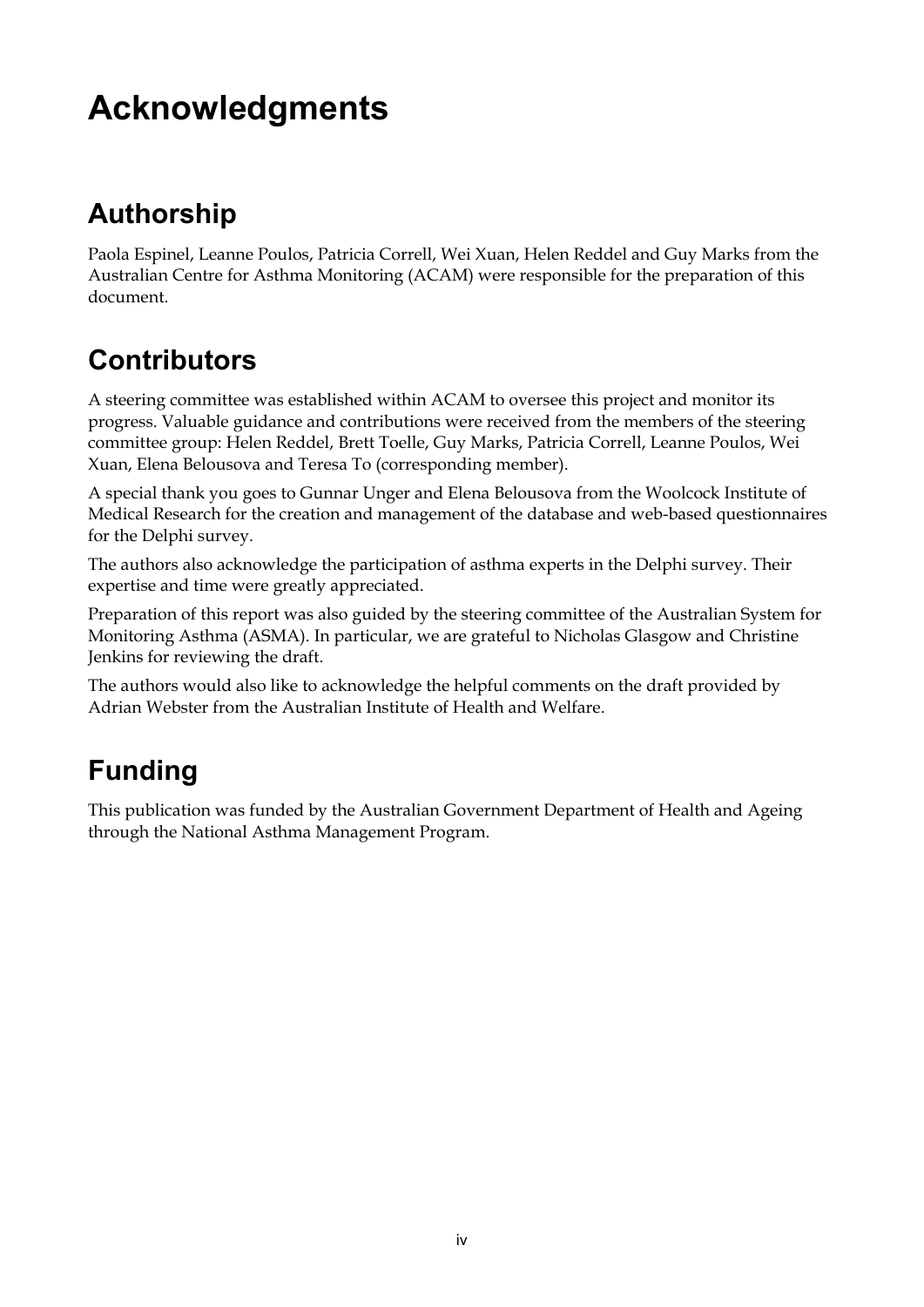# Acknowledgments

## Authorship

Paola Espinel, Leanne Poulos, Patricia Correll, Wei Xuan, Helen Reddel and Guy Marks from the Australian Centre for Asthma Monitoring (ACAM) were responsible for the preparation of this document.

## Contributors

A steering committee was established within ACAM to oversee this project and monitor its progress. Valuable guidance and contributions were received from the members of the steering committee group: Helen Reddel, Brett Toelle, Guy Marks, Patricia Correll, Leanne Poulos, Wei Xuan, Elena Belousova and Teresa To (corresponding member).

A special thank you goes to Gunnar Unger and Elena Belousova from the Woolcock Institute of Medical Research for the creation and management of the database and web-based questionnaires for the Delphi survey.

The authors also acknowledge the participation of asthma experts in the Delphi survey. Their expertise and time were greatly appreciated.

Preparation of this report was also guided by the steering committee of the Australian System for Monitoring Asthma (ASMA). In particular, we are grateful to Nicholas Glasgow and Christine Jenkins for reviewing the draft.

The authors would also like to acknowledge the helpful comments on the draft provided by Adrian Webster from the Australian Institute of Health and Welfare.

## Funding

This publication was funded by the Australian Government Department of Health and Ageing through the National Asthma Management Program.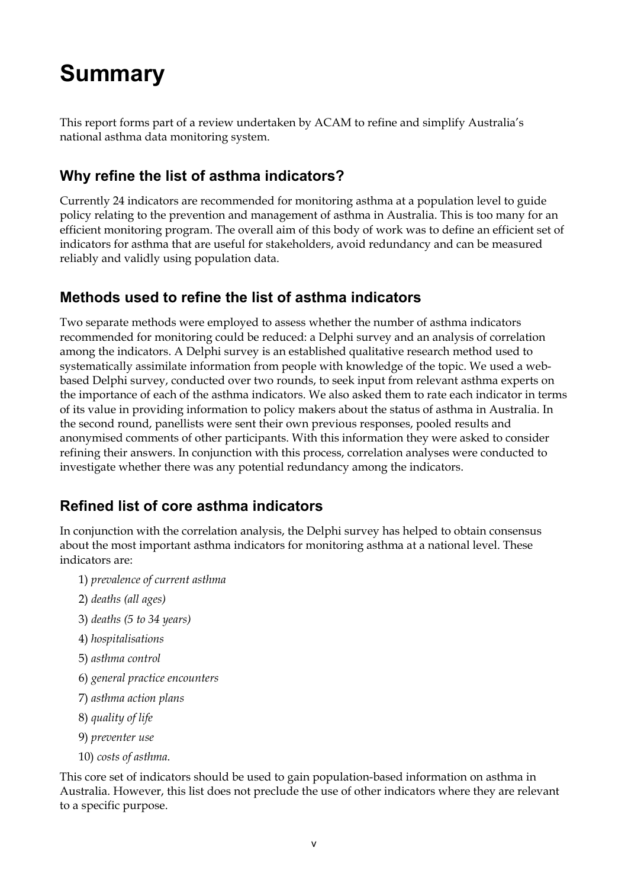# Summary

This report forms part of a review undertaken by ACAM to refine and simplify Australia's national asthma data monitoring system.

## Why refine the list of asthma indicators?

Currently 24 indicators are recommended for monitoring asthma at a population level to guide policy relating to the prevention and management of asthma in Australia. This is too many for an efficient monitoring program. The overall aim of this body of work was to define an efficient set of indicators for asthma that are useful for stakeholders, avoid redundancy and can be measured reliably and validly using population data.

## Methods used to refine the list of asthma indicators

Two separate methods were employed to assess whether the number of asthma indicators recommended for monitoring could be reduced: a Delphi survey and an analysis of correlation among the indicators. A Delphi survey is an established qualitative research method used to systematically assimilate information from people with knowledge of the topic. We used a web-based Delphi survey, conducted over two rounds, to seek input from relevant asthma experts on the importance of each of the asthma indicators. We also asked them to rate each indicator in terms of its value in providing information to policy makers about the status of asthma in Australia. In the second round, panellists were sent their own previous responses, pooled results and anonymised comments of other participants. With this information they were asked to consider refining their answers. In conjunction with this process, correlation analyses were conducted to investigate whether there was any potential redundancy among the indicators.

## Refined list of core asthma indicators

In conjunction with the correlation analysis, the Delphi survey has helped to obtain consensus about the most important asthma indicators for monitoring asthma at a national level. These indicators are:

1) *prevalence of current asthma*
2) *deaths (all ages)*
3) *deaths (5 to 34 years)*
4) *hospitalisations*
5) *asthma control*
6) *general practice encounters*
7) *asthma action plans*
8) *quality of life*
9) *preventer use*
10) *costs of asthma*.

This core set of indicators should be used to gain population-based information on asthma in Australia. However, this list does not preclude the use of other indicators where they are relevant to a specific purpose.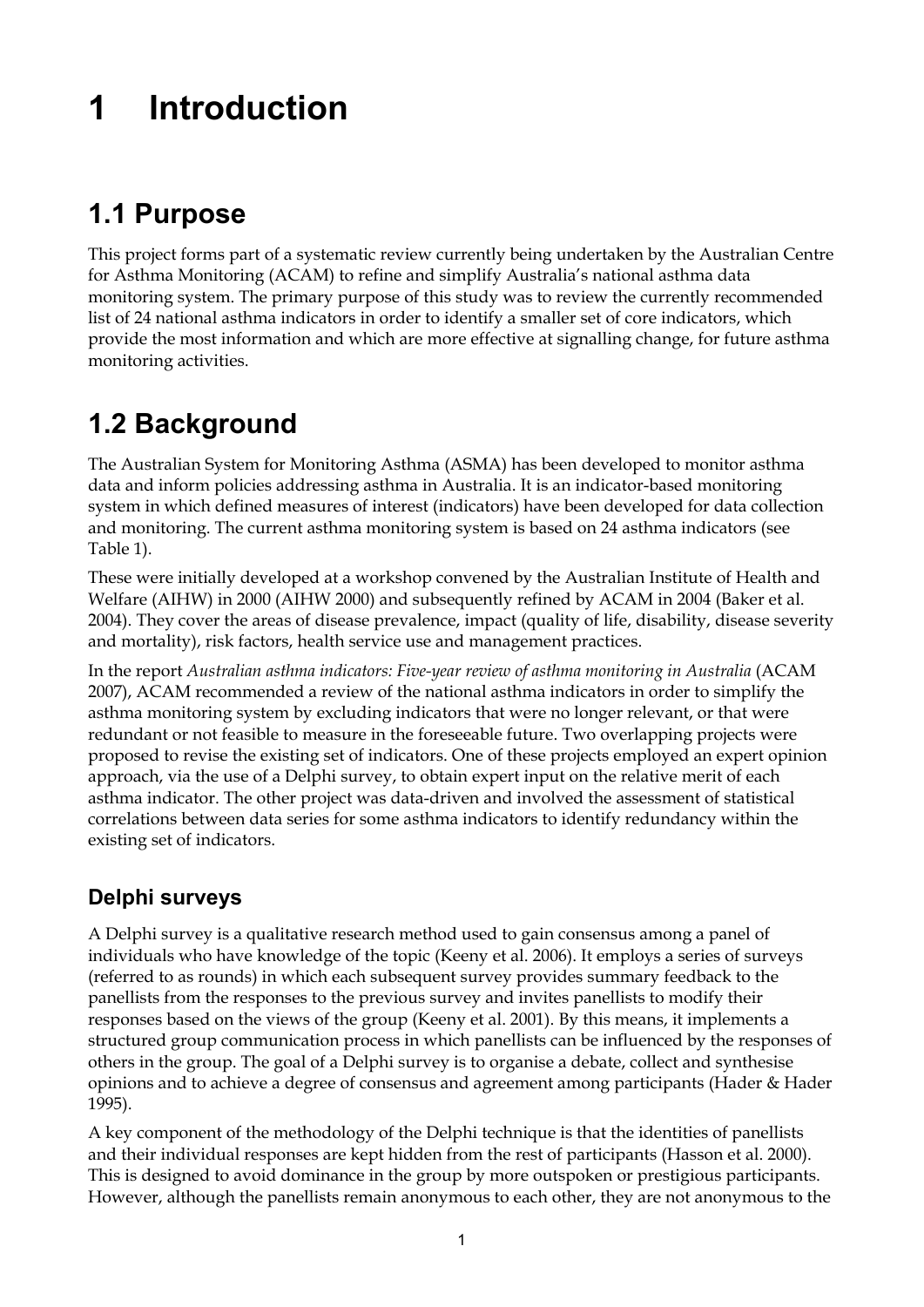# 1 Introduction

## 1.1 Purpose

This project forms part of a systematic review currently being undertaken by the Australian Centre for Asthma Monitoring (ACAM) to refine and simplify Australia's national asthma data monitoring system. The primary purpose of this study was to review the currently recommended list of 24 national asthma indicators in order to identify a smaller set of core indicators, which provide the most information and which are more effective at signalling change, for future asthma monitoring activities.

## 1.2 Background

The Australian System for Monitoring Asthma (ASMA) has been developed to monitor asthma data and inform policies addressing asthma in Australia. It is an indicator-based monitoring system in which defined measures of interest (indicators) have been developed for data collection and monitoring. The current asthma monitoring system is based on 24 asthma indicators (see Table 1).

These were initially developed at a workshop convened by the Australian Institute of Health and Welfare (AIHW) in 2000 (AIHW 2000) and subsequently refined by ACAM in 2004 (Baker et al. 2004). They cover the areas of disease prevalence, impact (quality of life, disability, disease severity and mortality), risk factors, health service use and management practices.

In the report *Australian asthma indicators: Five-year review of asthma monitoring in Australia* (ACAM 2007), ACAM recommended a review of the national asthma indicators in order to simplify the asthma monitoring system by excluding indicators that were no longer relevant, or that were redundant or not feasible to measure in the foreseeable future. Two overlapping projects were proposed to revise the existing set of indicators. One of these projects employed an expert opinion approach, via the use of a Delphi survey, to obtain expert input on the relative merit of each asthma indicator. The other project was data-driven and involved the assessment of statistical correlations between data series for some asthma indicators to identify redundancy within the existing set of indicators.

### Delphi surveys

A Delphi survey is a qualitative research method used to gain consensus among a panel of individuals who have knowledge of the topic (Keeny et al. 2006). It employs a series of surveys (referred to as rounds) in which each subsequent survey provides summary feedback to the panellists from the responses to the previous survey and invites panellists to modify their responses based on the views of the group (Keeny et al. 2001). By this means, it implements a structured group communication process in which panellists can be influenced by the responses of others in the group. The goal of a Delphi survey is to organise a debate, collect and synthesise opinions and to achieve a degree of consensus and agreement among participants (Hader & Hader 1995).

A key component of the methodology of the Delphi technique is that the identities of panellists and their individual responses are kept hidden from the rest of participants (Hasson et al. 2000). This is designed to avoid dominance in the group by more outspoken or prestigious participants. However, although the panellists remain anonymous to each other, they are not anonymous to the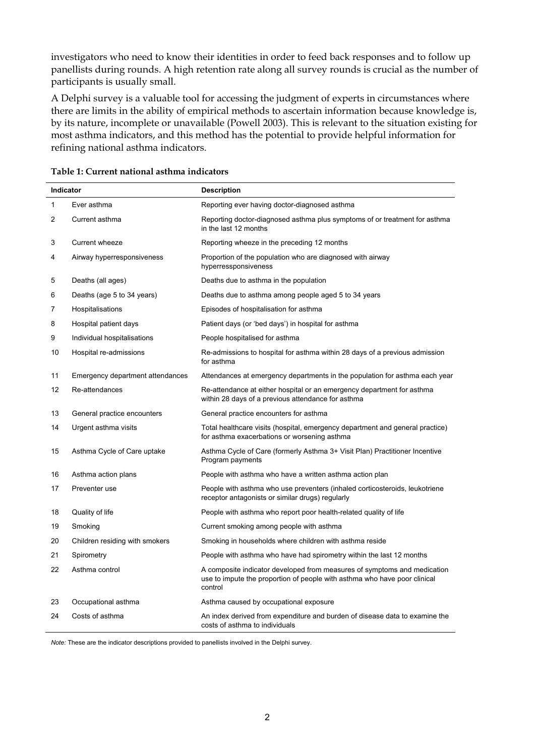investigators who need to know their identities in order to feed back responses and to follow up panellists during rounds. A high retention rate along all survey rounds is crucial as the number of participants is usually small.

A Delphi survey is a valuable tool for accessing the judgment of experts in circumstances where there are limits in the ability of empirical methods to ascertain information because knowledge is, by its nature, incomplete or unavailable (Powell 2003). This is relevant to the situation existing for most asthma indicators, and this method has the potential to provide helpful information for refining national asthma indicators.

**Table 1: Current national asthma indicators**

| Indicator | | Description |
|---|---|---|
| 1 | Ever asthma | Reporting ever having doctor-diagnosed asthma |
| 2 | Current asthma | Reporting doctor-diagnosed asthma plus symptoms of or treatment for asthma in the last 12 months |
| 3 | Current wheeze | Reporting wheeze in the preceding 12 months |
| 4 | Airway hyperresponsiveness | Proportion of the population who are diagnosed with airway hyperressponsiveness |
| 5 | Deaths (all ages) | Deaths due to asthma in the population |
| 6 | Deaths (age 5 to 34 years) | Deaths due to asthma among people aged 5 to 34 years |
| 7 | Hospitalisations | Episodes of hospitalisation for asthma |
| 8 | Hospital patient days | Patient days (or 'bed days') in hospital for asthma |
| 9 | Individual hospitalisations | People hospitalised for asthma |
| 10 | Hospital re-admissions | Re-admissions to hospital for asthma within 28 days of a previous admission for asthma |
| 11 | Emergency department attendances | Attendances at emergency departments in the population for asthma each year |
| 12 | Re-attendances | Re-attendance at either hospital or an emergency department for asthma within 28 days of a previous attendance for asthma |
| 13 | General practice encounters | General practice encounters for asthma |
| 14 | Urgent asthma visits | Total healthcare visits (hospital, emergency department and general practice) for asthma exacerbations or worsening asthma |
| 15 | Asthma Cycle of Care uptake | Asthma Cycle of Care (formerly Asthma 3+ Visit Plan) Practitioner Incentive Program payments |
| 16 | Asthma action plans | People with asthma who have a written asthma action plan |
| 17 | Preventer use | People with asthma who use preventers (inhaled corticosteroids, leukotriene receptor antagonists or similar drugs) regularly |
| 18 | Quality of life | People with asthma who report poor health-related quality of life |
| 19 | Smoking | Current smoking among people with asthma |
| 20 | Children residing with smokers | Smoking in households where children with asthma reside |
| 21 | Spirometry | People with asthma who have had spirometry within the last 12 months |
| 22 | Asthma control | A composite indicator developed from measures of symptoms and medication use to impute the proportion of people with asthma who have poor clinical control |
| 23 | Occupational asthma | Asthma caused by occupational exposure |
| 24 | Costs of asthma | An index derived from expenditure and burden of disease data to examine the costs of asthma to individuals |

*Note:* These are the indicator descriptions provided to panellists involved in the Delphi survey.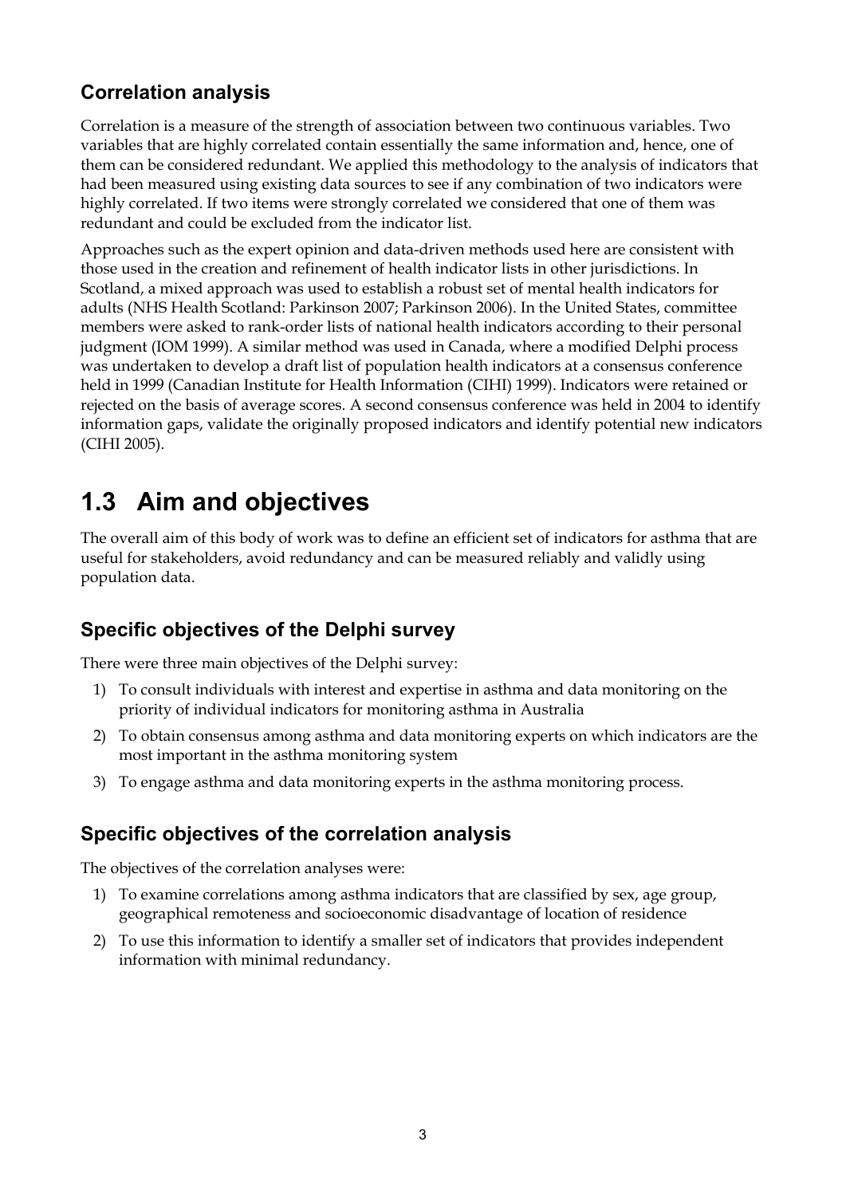### Correlation analysis

Correlation is a measure of the strength of association between two continuous variables. Two variables that are highly correlated contain essentially the same information and, hence, one of them can be considered redundant. We applied this methodology to the analysis of indicators that had been measured using existing data sources to see if any combination of two indicators were highly correlated. If two items were strongly correlated we considered that one of them was redundant and could be excluded from the indicator list.

Approaches such as the expert opinion and data-driven methods used here are consistent with those used in the creation and refinement of health indicator lists in other jurisdictions. In Scotland, a mixed approach was used to establish a robust set of mental health indicators for adults (NHS Health Scotland: Parkinson 2007; Parkinson 2006). In the United States, committee members were asked to rank-order lists of national health indicators according to their personal judgment (IOM 1999). A similar method was used in Canada, where a modified Delphi process was undertaken to develop a draft list of population health indicators at a consensus conference held in 1999 (Canadian Institute for Health Information (CIHI) 1999). Indicators were retained or rejected on the basis of average scores. A second consensus conference was held in 2004 to identify information gaps, validate the originally proposed indicators and identify potential new indicators (CIHI 2005).

## 1.3 Aim and objectives

The overall aim of this body of work was to define an efficient set of indicators for asthma that are useful for stakeholders, avoid redundancy and can be measured reliably and validly using population data.

### Specific objectives of the Delphi survey

There were three main objectives of the Delphi survey:

1) To consult individuals with interest and expertise in asthma and data monitoring on the priority of individual indicators for monitoring asthma in Australia
2) To obtain consensus among asthma and data monitoring experts on which indicators are the most important in the asthma monitoring system
3) To engage asthma and data monitoring experts in the asthma monitoring process.

### Specific objectives of the correlation analysis

The objectives of the correlation analyses were:

1) To examine correlations among asthma indicators that are classified by sex, age group, geographical remoteness and socioeconomic disadvantage of location of residence
2) To use this information to identify a smaller set of indicators that provides independent information with minimal redundancy.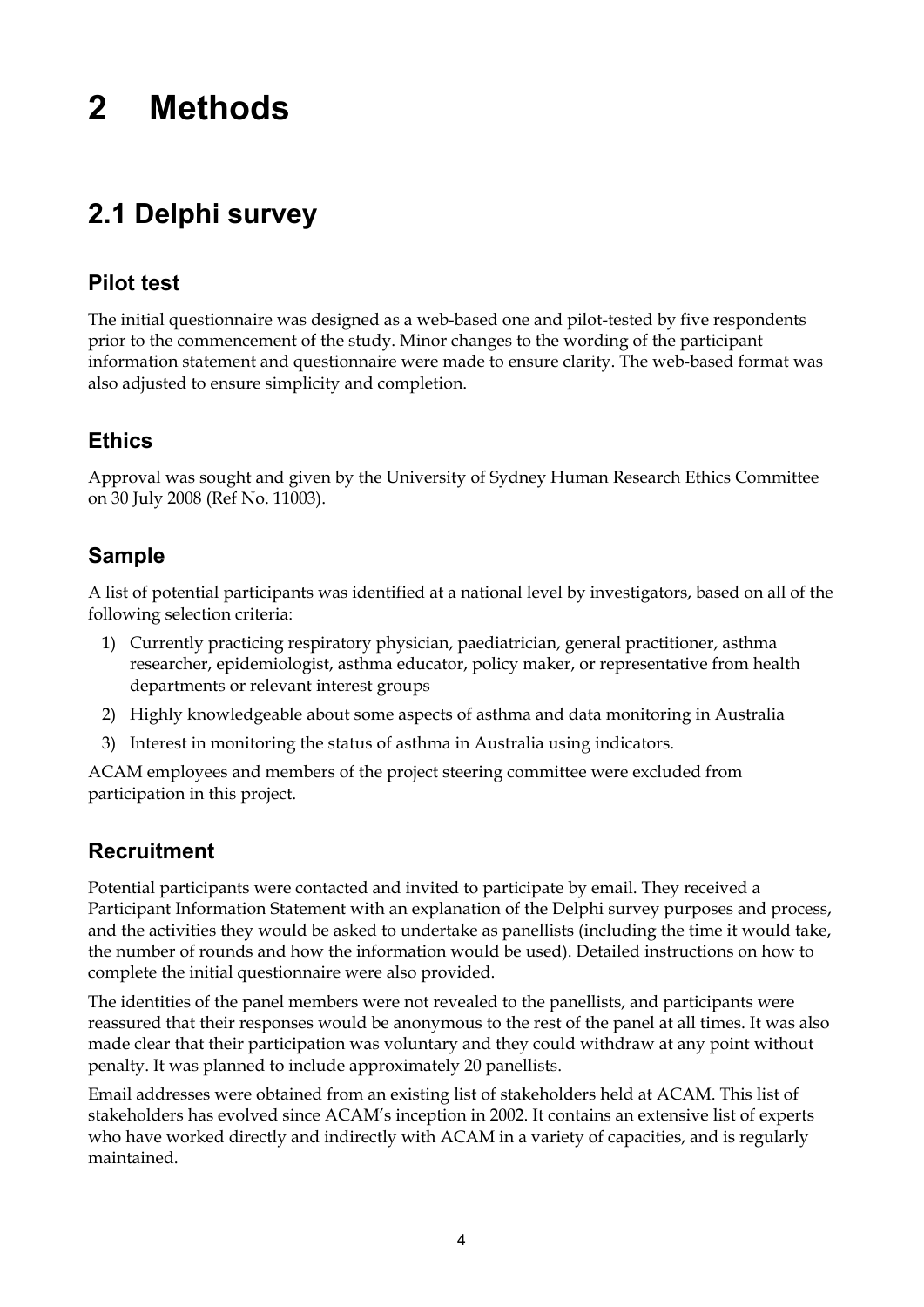# 2 Methods

## 2.1 Delphi survey

### Pilot test

The initial questionnaire was designed as a web-based one and pilot-tested by five respondents prior to the commencement of the study. Minor changes to the wording of the participant information statement and questionnaire were made to ensure clarity. The web-based format was also adjusted to ensure simplicity and completion.

### Ethics

Approval was sought and given by the University of Sydney Human Research Ethics Committee on 30 July 2008 (Ref No. 11003).

### Sample

A list of potential participants was identified at a national level by investigators, based on all of the following selection criteria:

1) Currently practicing respiratory physician, paediatrician, general practitioner, asthma researcher, epidemiologist, asthma educator, policy maker, or representative from health departments or relevant interest groups
2) Highly knowledgeable about some aspects of asthma and data monitoring in Australia
3) Interest in monitoring the status of asthma in Australia using indicators.

ACAM employees and members of the project steering committee were excluded from participation in this project.

### Recruitment

Potential participants were contacted and invited to participate by email. They received a Participant Information Statement with an explanation of the Delphi survey purposes and process, and the activities they would be asked to undertake as panellists (including the time it would take, the number of rounds and how the information would be used). Detailed instructions on how to complete the initial questionnaire were also provided.

The identities of the panel members were not revealed to the panellists, and participants were reassured that their responses would be anonymous to the rest of the panel at all times. It was also made clear that their participation was voluntary and they could withdraw at any point without penalty. It was planned to include approximately 20 panellists.

Email addresses were obtained from an existing list of stakeholders held at ACAM. This list of stakeholders has evolved since ACAM's inception in 2002. It contains an extensive list of experts who have worked directly and indirectly with ACAM in a variety of capacities, and is regularly maintained.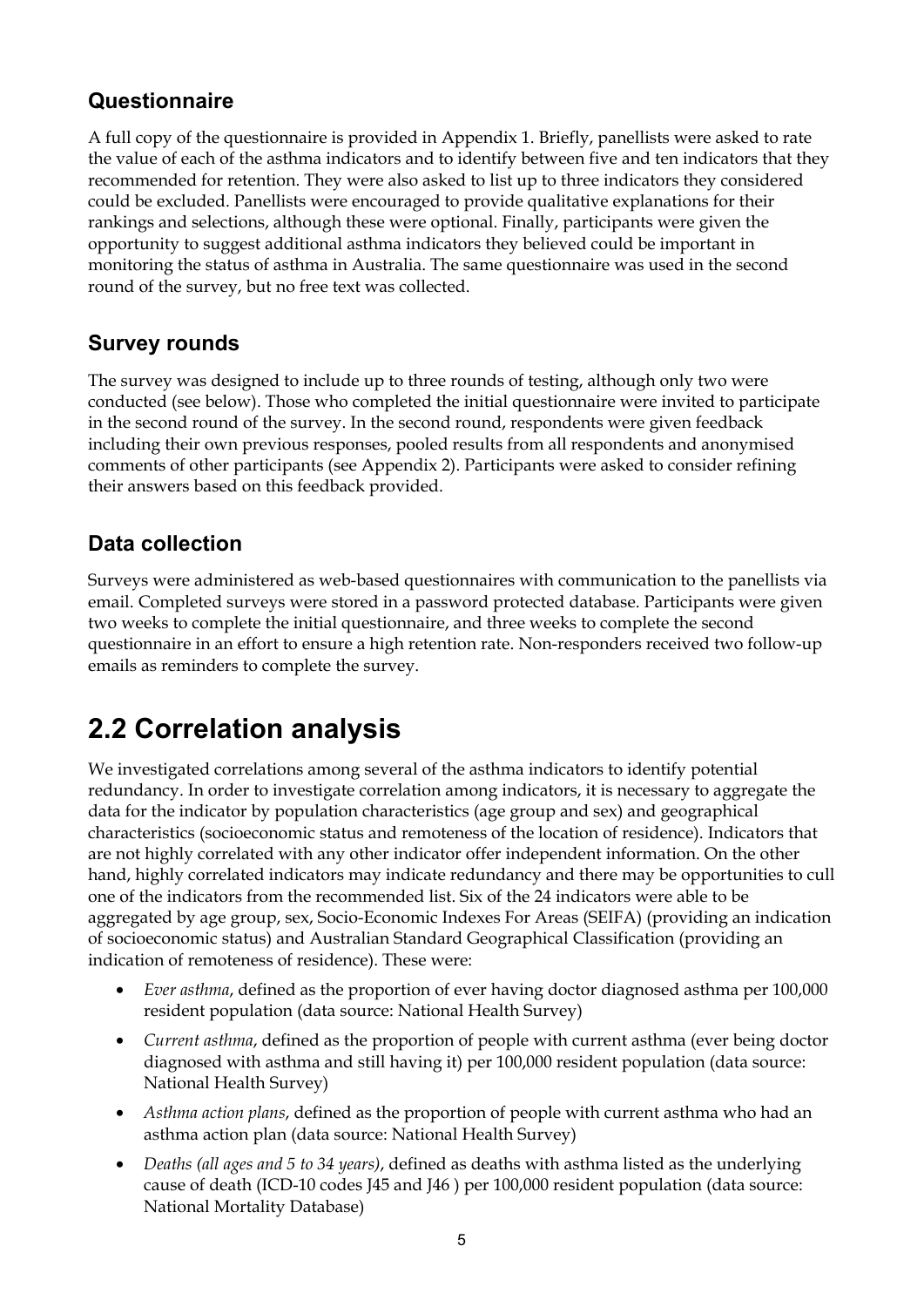### Questionnaire

A full copy of the questionnaire is provided in Appendix 1. Briefly, panellists were asked to rate the value of each of the asthma indicators and to identify between five and ten indicators that they recommended for retention. They were also asked to list up to three indicators they considered could be excluded. Panellists were encouraged to provide qualitative explanations for their rankings and selections, although these were optional. Finally, participants were given the opportunity to suggest additional asthma indicators they believed could be important in monitoring the status of asthma in Australia. The same questionnaire was used in the second round of the survey, but no free text was collected.

### Survey rounds

The survey was designed to include up to three rounds of testing, although only two were conducted (see below). Those who completed the initial questionnaire were invited to participate in the second round of the survey. In the second round, respondents were given feedback including their own previous responses, pooled results from all respondents and anonymised comments of other participants (see Appendix 2). Participants were asked to consider refining their answers based on this feedback provided.

### Data collection

Surveys were administered as web-based questionnaires with communication to the panellists via email. Completed surveys were stored in a password protected database. Participants were given two weeks to complete the initial questionnaire, and three weeks to complete the second questionnaire in an effort to ensure a high retention rate. Non-responders received two follow-up emails as reminders to complete the survey.

## 2.2 Correlation analysis

We investigated correlations among several of the asthma indicators to identify potential redundancy. In order to investigate correlation among indicators, it is necessary to aggregate the data for the indicator by population characteristics (age group and sex) and geographical characteristics (socioeconomic status and remoteness of the location of residence). Indicators that are not highly correlated with any other indicator offer independent information. On the other hand, highly correlated indicators may indicate redundancy and there may be opportunities to cull one of the indicators from the recommended list. Six of the 24 indicators were able to be aggregated by age group, sex, Socio-Economic Indexes For Areas (SEIFA) (providing an indication of socioeconomic status) and Australian Standard Geographical Classification (providing an indication of remoteness of residence). These were:

- *Ever asthma*, defined as the proportion of ever having doctor diagnosed asthma per 100,000 resident population (data source: National Health Survey)
- *Current asthma*, defined as the proportion of people with current asthma (ever being doctor diagnosed with asthma and still having it) per 100,000 resident population (data source: National Health Survey)
- *Asthma action plans*, defined as the proportion of people with current asthma who had an asthma action plan (data source: National Health Survey)
- *Deaths (all ages and 5 to 34 years)*, defined as deaths with asthma listed as the underlying cause of death (ICD-10 codes J45 and J46 ) per 100,000 resident population (data source: National Mortality Database)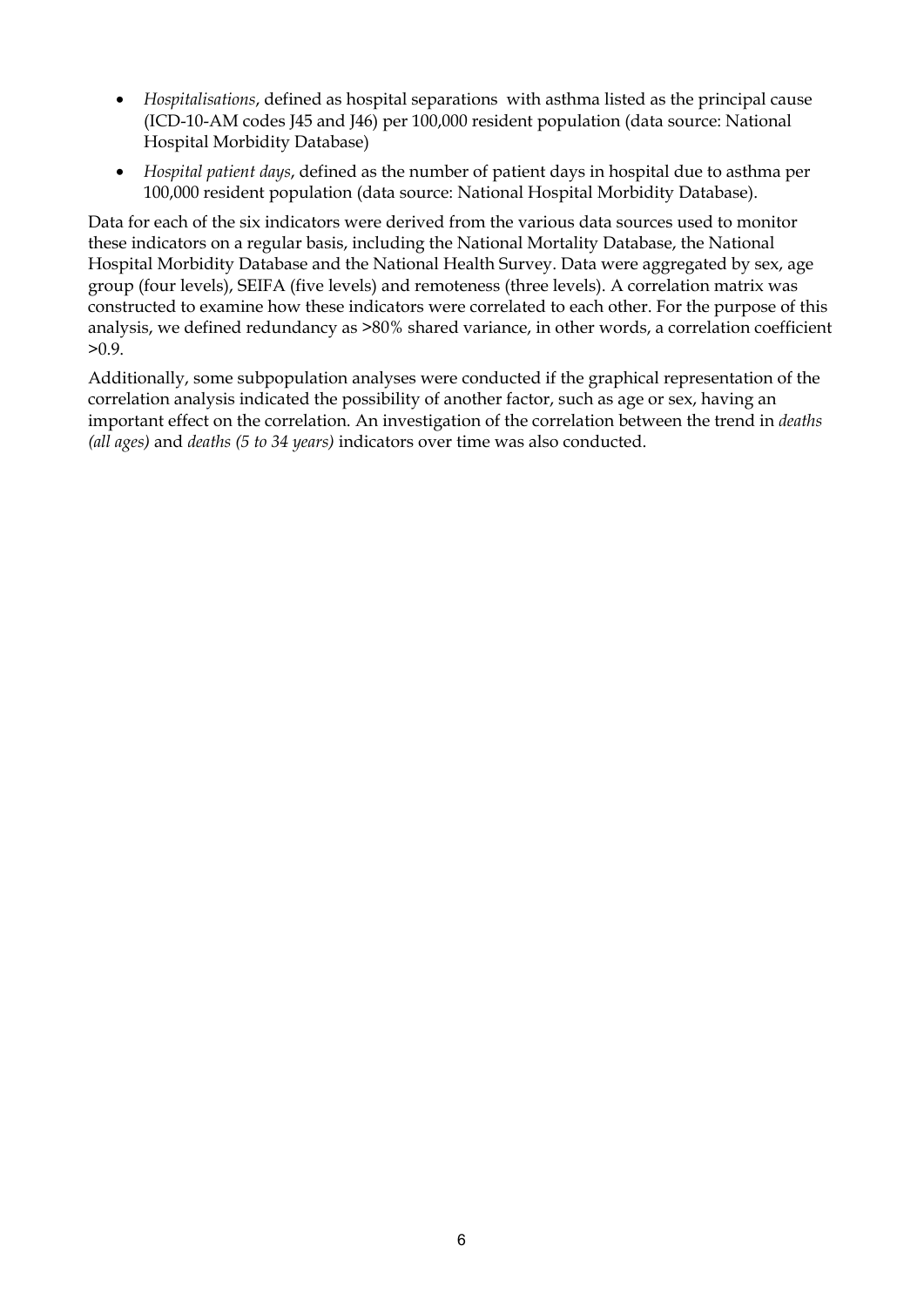- *Hospitalisations*, defined as hospital separations with asthma listed as the principal cause (ICD-10-AM codes J45 and J46) per 100,000 resident population (data source: National Hospital Morbidity Database)
- *Hospital patient days*, defined as the number of patient days in hospital due to asthma per 100,000 resident population (data source: National Hospital Morbidity Database).

Data for each of the six indicators were derived from the various data sources used to monitor these indicators on a regular basis, including the National Mortality Database, the National Hospital Morbidity Database and the National Health Survey. Data were aggregated by sex, age group (four levels), SEIFA (five levels) and remoteness (three levels). A correlation matrix was constructed to examine how these indicators were correlated to each other. For the purpose of this analysis, we defined redundancy as >80% shared variance, in other words, a correlation coefficient >0.9.

Additionally, some subpopulation analyses were conducted if the graphical representation of the correlation analysis indicated the possibility of another factor, such as age or sex, having an important effect on the correlation. An investigation of the correlation between the trend in *deaths (all ages)* and *deaths (5 to 34 years)* indicators over time was also conducted.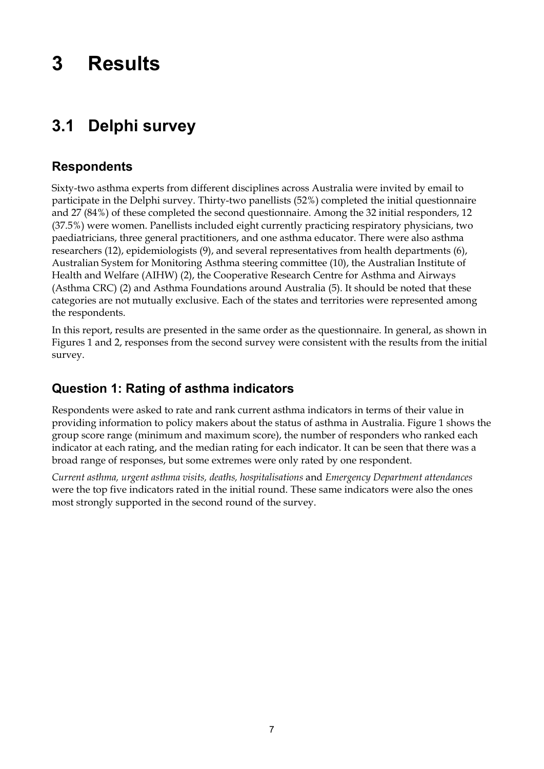# 3 Results

## 3.1 Delphi survey

### Respondents

Sixty-two asthma experts from different disciplines across Australia were invited by email to participate in the Delphi survey. Thirty-two panellists (52%) completed the initial questionnaire and 27 (84%) of these completed the second questionnaire. Among the 32 initial responders, 12 (37.5%) were women. Panellists included eight currently practicing respiratory physicians, two paediatricians, three general practitioners, and one asthma educator. There were also asthma researchers (12), epidemiologists (9), and several representatives from health departments (6), Australian System for Monitoring Asthma steering committee (10), the Australian Institute of Health and Welfare (AIHW) (2), the Cooperative Research Centre for Asthma and Airways (Asthma CRC) (2) and Asthma Foundations around Australia (5). It should be noted that these categories are not mutually exclusive. Each of the states and territories were represented among the respondents.

In this report, results are presented in the same order as the questionnaire. In general, as shown in Figures 1 and 2, responses from the second survey were consistent with the results from the initial survey.

### Question 1: Rating of asthma indicators

Respondents were asked to rate and rank current asthma indicators in terms of their value in providing information to policy makers about the status of asthma in Australia. Figure 1 shows the group score range (minimum and maximum score), the number of responders who ranked each indicator at each rating, and the median rating for each indicator. It can be seen that there was a broad range of responses, but some extremes were only rated by one respondent.

*Current asthma, urgent asthma visits, deaths, hospitalisations* and *Emergency Department attendances* were the top five indicators rated in the initial round. These same indicators were also the ones most strongly supported in the second round of the survey.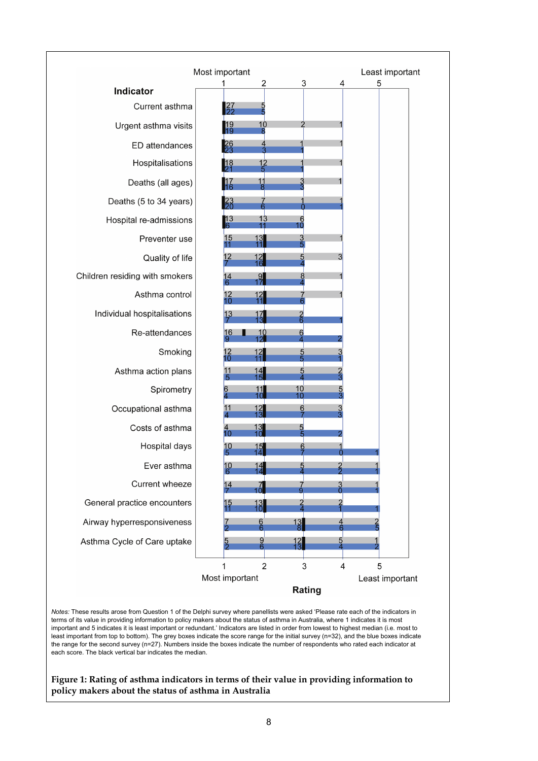| Indicator | 1 (Most important) | 2 | 3 | 4 | 5 (Least important) |
|---|---|---|---|---|---|
| Current asthma | 27 / 22 | 5 / 5 | | | |
| Urgent asthma visits | 19 / 19 | 10 / 8 | 2 / | 1 / | |
| ED attendances | 26 / 23 | 4 / 3 | 1 / 1 | 1 / | |
| Hospitalisations | 18 / 21 | 12 / 5 | 1 / 1 | 1 / | |
| Deaths (all ages) | 17 / 16 | 11 / 8 | 3 / 3 | 1 / | |
| Deaths (5 to 34 years) | 23 / 20 | 7 / 6 | 1 / 0 | 1 / 1 | |
| Hospital re-admissions | 13 / 6 | 13 / 11 | 6 / 10 | | |
| Preventer use | 15 / 11 | 13 / 11 | 3 / 5 | 1 / | |
| Quality of life | 12 / 7 | 12 / 16 | 5 / 4 | 3 / | |
| Children residing with smokers | 14 / 6 | 9 / 17 | 8 / 4 | 1 / | |
| Asthma control | 12 / 10 | 12 / 11 | 7 / 6 | 1 / | |
| Individual hospitalisations | 13 / 7 | 17 / 13 | 2 / 6 | / 1 | |
| Re-attendances | 16 / 9 | 10 / 12 | 6 / 4 | / 2 | |
| Smoking | 12 / 10 | 12 / 11 | 5 / 5 | 3 / 1 | |
| Asthma action plans | 11 / 5 | 14 / 15 | 5 / 4 | 2 / 3 | |
| Spirometry | 6 / 4 | 11 / 10 | 10 / 10 | 5 / 3 | |
| Occupational asthma | 11 / 4 | 12 / 13 | 6 / 7 | 3 / 3 | |
| Costs of asthma | 4 / 10 | 13 / 10 | 5 / 5 | / 2 | |
| Hospital days | 10 / 5 | 15 / 14 | 6 / 7 | 1 / 0 | / 1 |
| Ever asthma | 10 / 6 | 14 / 14 | 5 / 4 | 2 / 2 | 1 / 1 |
| Current wheeze | 14 / 7 | 7 / 10 | 7 / 9 | 3 / 0 | 1 / 1 |
| General practice encounters | 15 / 11 | 13 / 10 | 2 / 4 | 2 / 1 | / 1 |
| Airway hyperresponsiveness | 7 / 2 | 6 / 6 | 13 / 8 | 4 / 6 | 2 / 5 |
| Asthma Cycle of Care uptake | 5 / 2 | 9 / 6 | 12 / 13 | 5 / 4 | 1 / 2 |

Rating (initial survey / second survey)

*Notes:* These results arose from Question 1 of the Delphi survey where panellists were asked 'Please rate each of the indicators in terms of its value in providing information to policy makers about the status of asthma in Australia, where 1 indicates it is most important and 5 indicates it is least important or redundant.' Indicators are listed in order from lowest to highest median (i.e. most to least important from top to bottom). The grey boxes indicate the score range for the initial survey (n=32), and the blue boxes indicate the range for the second survey (n=27). Numbers inside the boxes indicate the number of respondents who rated each indicator at each score. The black vertical bar indicates the median.

**Figure 1: Rating of asthma indicators in terms of their value in providing information to policy makers about the status of asthma in Australia**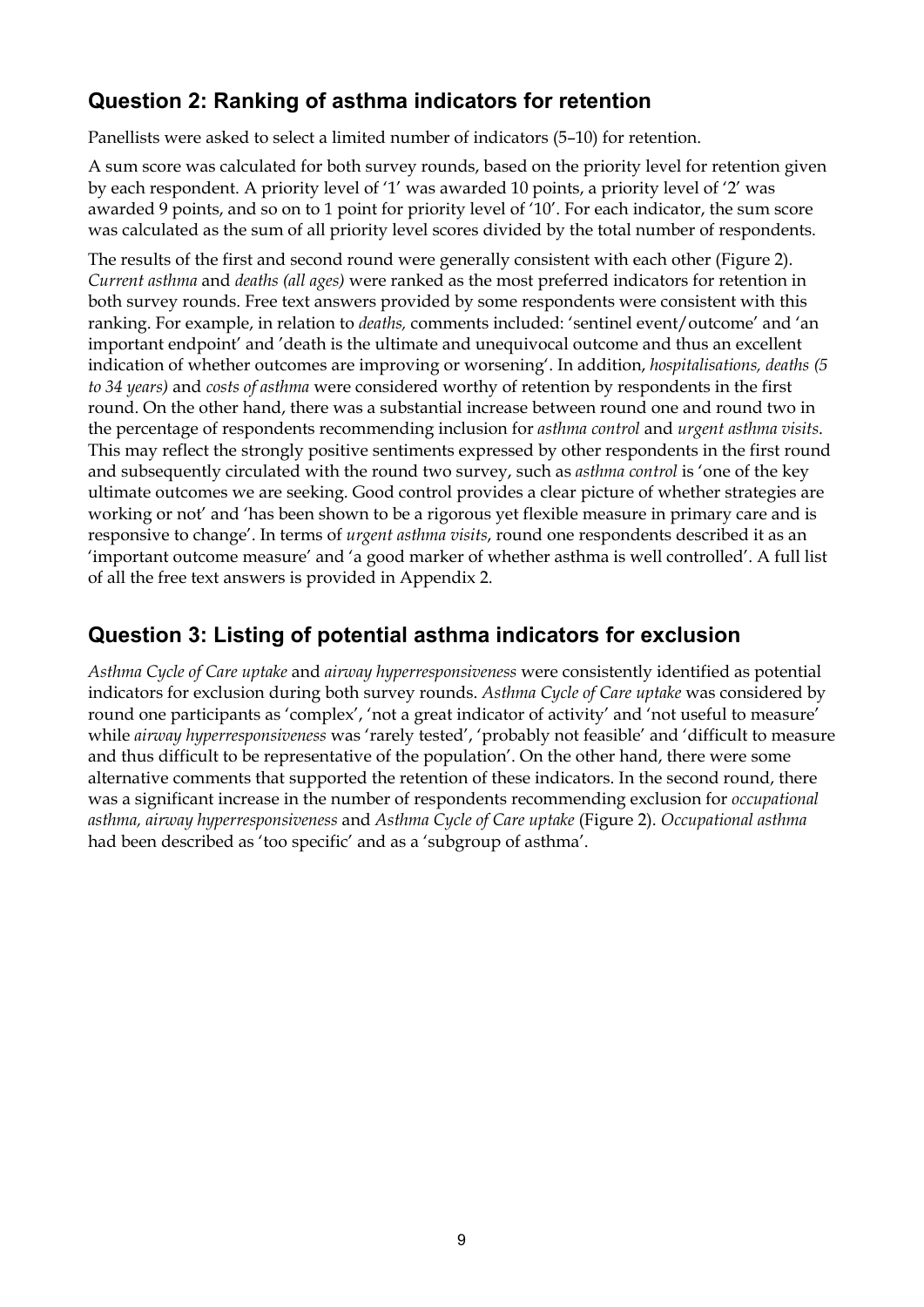## Question 2: Ranking of asthma indicators for retention

Panellists were asked to select a limited number of indicators (5–10) for retention.

A sum score was calculated for both survey rounds, based on the priority level for retention given by each respondent. A priority level of '1' was awarded 10 points, a priority level of '2' was awarded 9 points, and so on to 1 point for priority level of '10'. For each indicator, the sum score was calculated as the sum of all priority level scores divided by the total number of respondents.

The results of the first and second round were generally consistent with each other (Figure 2). *Current asthma* and *deaths (all ages)* were ranked as the most preferred indicators for retention in both survey rounds. Free text answers provided by some respondents were consistent with this ranking. For example, in relation to *deaths,* comments included: 'sentinel event/outcome' and 'an important endpoint' and 'death is the ultimate and unequivocal outcome and thus an excellent indication of whether outcomes are improving or worsening'. In addition, *hospitalisations, deaths (5 to 34 years)* and *costs of asthma* were considered worthy of retention by respondents in the first round. On the other hand, there was a substantial increase between round one and round two in the percentage of respondents recommending inclusion for *asthma control* and *urgent asthma visits*. This may reflect the strongly positive sentiments expressed by other respondents in the first round and subsequently circulated with the round two survey, such as *asthma control* is 'one of the key ultimate outcomes we are seeking. Good control provides a clear picture of whether strategies are working or not' and 'has been shown to be a rigorous yet flexible measure in primary care and is responsive to change'. In terms of *urgent asthma visits*, round one respondents described it as an 'important outcome measure' and 'a good marker of whether asthma is well controlled'. A full list of all the free text answers is provided in Appendix 2.

## Question 3: Listing of potential asthma indicators for exclusion

*Asthma Cycle of Care uptake* and *airway hyperresponsiveness* were consistently identified as potential indicators for exclusion during both survey rounds. *Asthma Cycle of Care uptake* was considered by round one participants as 'complex', 'not a great indicator of activity' and 'not useful to measure' while *airway hyperresponsiveness* was 'rarely tested', 'probably not feasible' and 'difficult to measure and thus difficult to be representative of the population'. On the other hand, there were some alternative comments that supported the retention of these indicators. In the second round, there was a significant increase in the number of respondents recommending exclusion for *occupational asthma, airway hyperresponsiveness* and *Asthma Cycle of Care uptake* (Figure 2). *Occupational asthma* had been described as 'too specific' and as a 'subgroup of asthma'.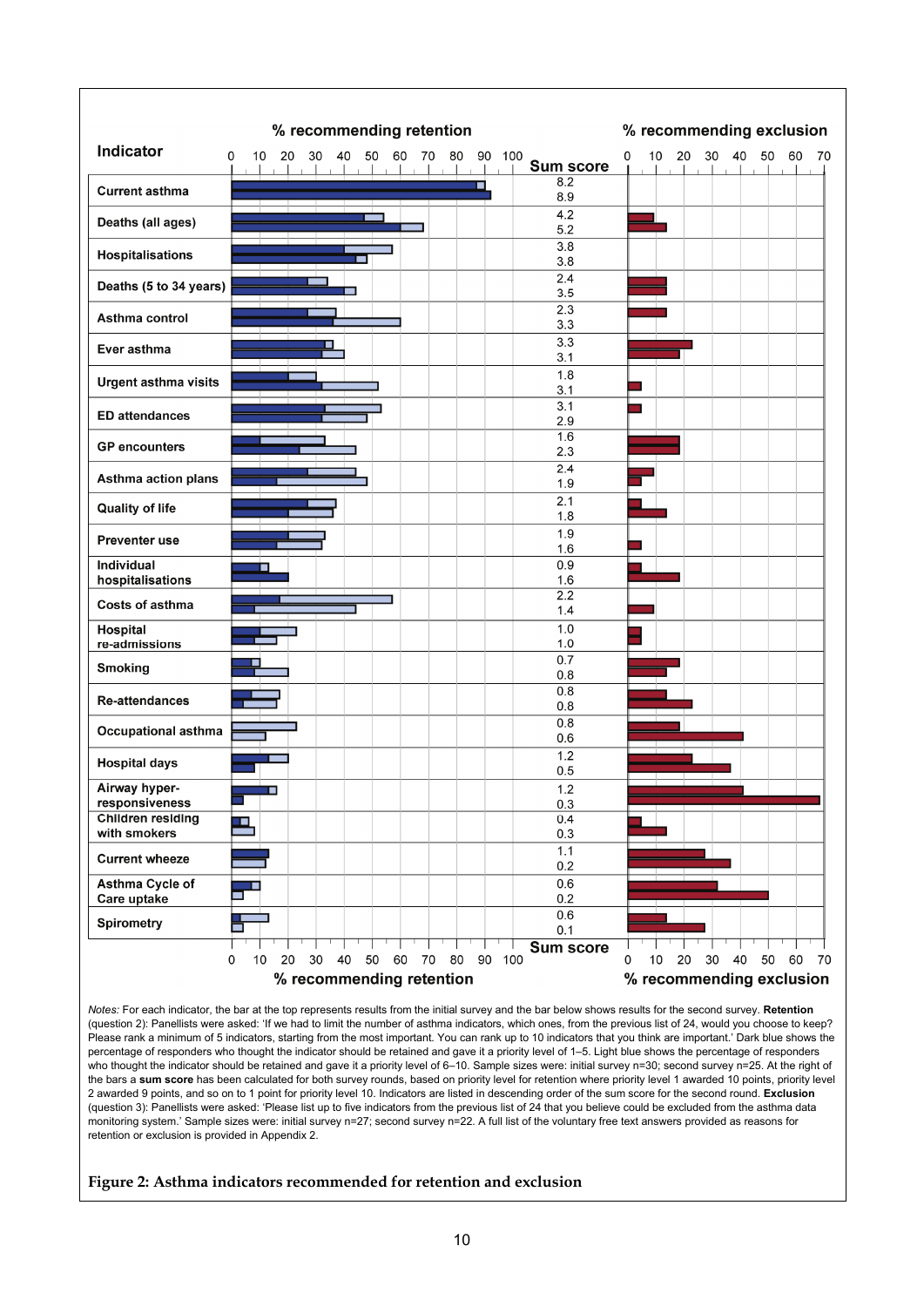| Indicator | Sum score (initial survey) | Sum score (second survey) |
|---|---|---|
| Current asthma | 8.2 | 8.9 |
| Deaths (all ages) | 4.2 | 5.2 |
| Hospitalisations | 3.8 | 3.8 |
| Deaths (5 to 34 years) | 2.4 | 3.5 |
| Asthma control | 2.3 | 3.3 |
| Ever asthma | 3.3 | 3.1 |
| Urgent asthma visits | 1.8 | 3.1 |
| ED attendances | 3.1 | 2.9 |
| GP encounters | 1.6 | 2.3 |
| Asthma action plans | 2.4 | 1.9 |
| Quality of life | 2.1 | 1.8 |
| Preventer use | 1.9 | 1.6 |
| Individual hospitalisations | 0.9 | 1.6 |
| Costs of asthma | 2.2 | 1.4 |
| Hospital re-admissions | 1.0 | 1.0 |
| Smoking | 0.7 | 0.8 |
| Re-attendances | 0.8 | 0.8 |
| Occupational asthma | 0.8 | 0.6 |
| Hospital days | 1.2 | 0.5 |
| Airway hyper-responsiveness | 1.2 | 0.3 |
| Children residing with smokers | 0.4 | 0.3 |
| Current wheeze | 1.1 | 0.2 |
| Asthma Cycle of Care uptake | 0.6 | 0.2 |
| Spirometry | 0.6 | 0.1 |

*Notes:* For each indicator, the bar at the top represents results from the initial survey and the bar below shows results for the second survey. **Retention** (question 2): Panellists were asked: 'If we had to limit the number of asthma indicators, which ones, from the previous list of 24, would you choose to keep? Please rank a minimum of 5 indicators, starting from the most important. You can rank up to 10 indicators that you think are important.' Dark blue shows the percentage of responders who thought the indicator should be retained and gave it a priority level of 1–5. Light blue shows the percentage of responders who thought the indicator should be retained and gave it a priority level of 6–10. Sample sizes were: initial survey n=30; second survey n=25. At the right of the bars a **sum score** has been calculated for both survey rounds, based on priority level for retention where priority level 1 awarded 10 points, priority level 2 awarded 9 points, and so on to 1 point for priority level 10. Indicators are listed in descending order of the sum score for the second round. **Exclusion** (question 3): Panellists were asked: 'Please list up to five indicators from the previous list of 24 that you believe could be excluded from the asthma data monitoring system.' Sample sizes were: initial survey n=27; second survey n=22. A full list of the voluntary free text answers provided as reasons for retention or exclusion is provided in Appendix 2.

**Figure 2: Asthma indicators recommended for retention and exclusion**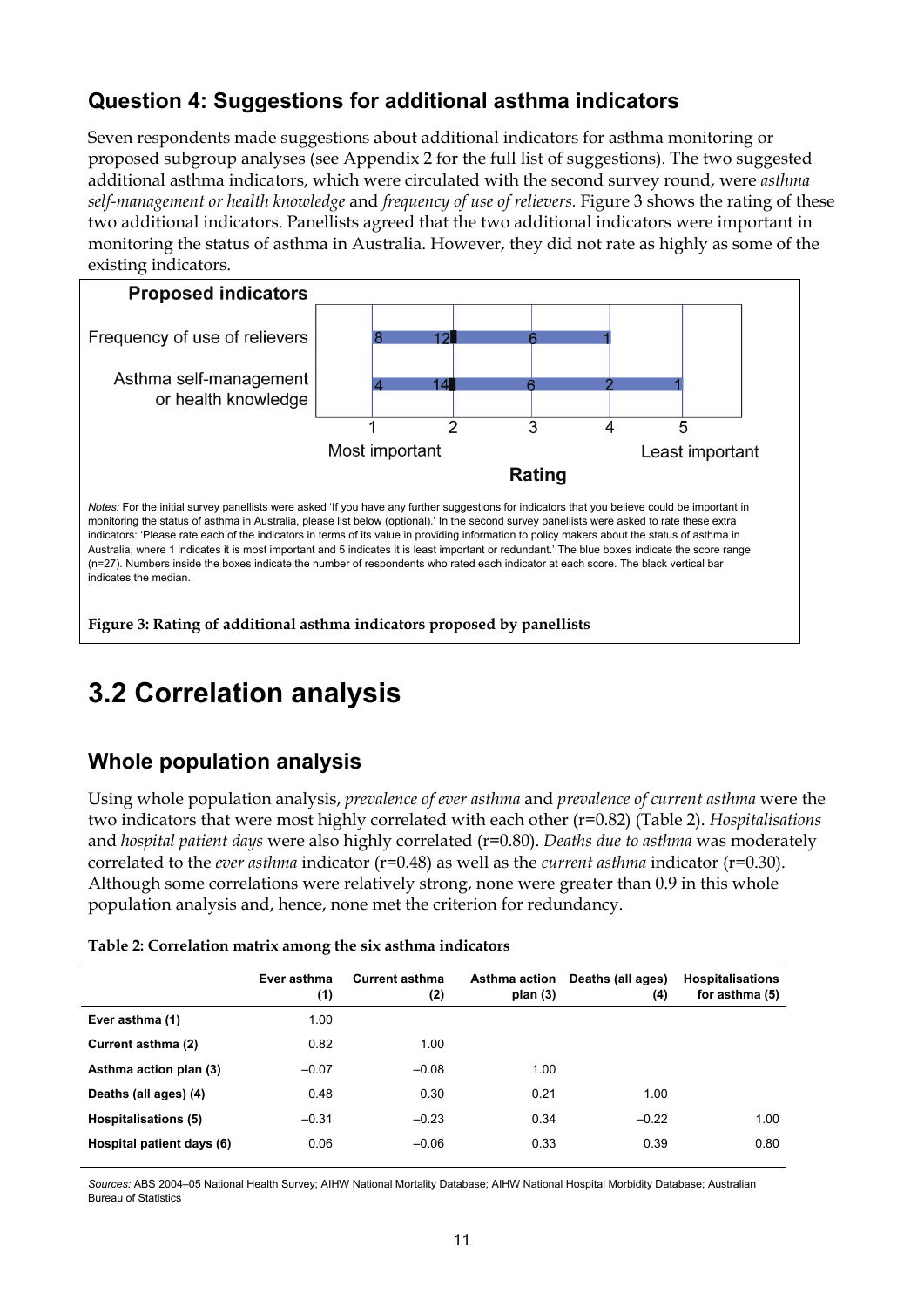## Question 4: Suggestions for additional asthma indicators

Seven respondents made suggestions about additional indicators for asthma monitoring or proposed subgroup analyses (see Appendix 2 for the full list of suggestions). The two suggested additional asthma indicators, which were circulated with the second survey round, were *asthma self-management or health knowledge* and *frequency of use of relievers*. Figure 3 shows the rating of these two additional indicators. Panellists agreed that the two additional indicators were important in monitoring the status of asthma in Australia. However, they did not rate as highly as some of the existing indicators.

**Proposed indicators**

Frequency of use of relievers: 8 (1), 12 (2), 6 (3), 1 (4)

Asthma self-management or health knowledge: 4 (1), 14 (2), 6 (3), 2 (4), 1 (5)

Rating: 1 Most important — 5 Least important

*Notes:* For the initial survey panellists were asked 'If you have any further suggestions for indicators that you believe could be important in monitoring the status of asthma in Australia, please list below (optional).' In the second survey panellists were asked to rate these extra indicators: 'Please rate each of the indicators in terms of its value in providing information to policy makers about the status of asthma in Australia, where 1 indicates it is most important and 5 indicates it is least important or redundant.' The blue boxes indicate the score range (n=27). Numbers inside the boxes indicate the number of respondents who rated each indicator at each score. The black vertical bar indicates the median.

**Figure 3: Rating of additional asthma indicators proposed by panellists**

# 3.2 Correlation analysis

## Whole population analysis

Using whole population analysis, *prevalence of ever asthma* and *prevalence of current asthma* were the two indicators that were most highly correlated with each other (r=0.82) (Table 2). *Hospitalisations* and *hospital patient days* were also highly correlated (r=0.80). *Deaths due to asthma* was moderately correlated to the *ever asthma* indicator (r=0.48) as well as the *current asthma* indicator (r=0.30). Although some correlations were relatively strong, none were greater than 0.9 in this whole population analysis and, hence, none met the criterion for redundancy.

**Table 2: Correlation matrix among the six asthma indicators**

| | Ever asthma (1) | Current asthma (2) | Asthma action plan (3) | Deaths (all ages) (4) | Hospitalisations for asthma (5) |
|---|---|---|---|---|---|
| **Ever asthma (1)** | 1.00 | | | | |
| **Current asthma (2)** | 0.82 | 1.00 | | | |
| **Asthma action plan (3)** | –0.07 | –0.08 | 1.00 | | |
| **Deaths (all ages) (4)** | 0.48 | 0.30 | 0.21 | 1.00 | |
| **Hospitalisations (5)** | –0.31 | –0.23 | 0.34 | –0.22 | 1.00 |
| **Hospital patient days (6)** | 0.06 | –0.06 | 0.33 | 0.39 | 0.80 |

*Sources:* ABS 2004–05 National Health Survey; AIHW National Mortality Database; AIHW National Hospital Morbidity Database; Australian Bureau of Statistics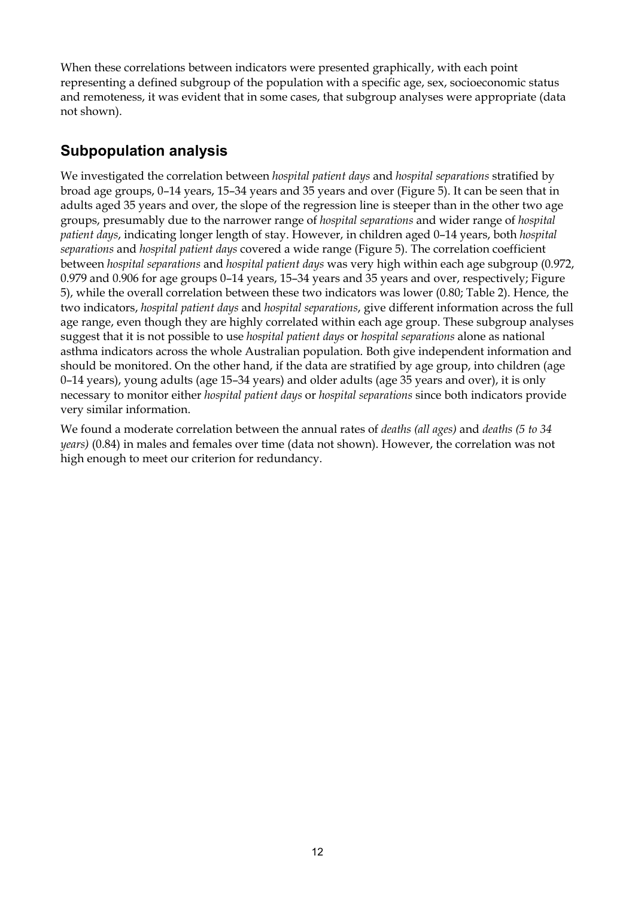When these correlations between indicators were presented graphically, with each point representing a defined subgroup of the population with a specific age, sex, socioeconomic status and remoteness, it was evident that in some cases, that subgroup analyses were appropriate (data not shown).

## Subpopulation analysis

We investigated the correlation between *hospital patient days* and *hospital separations* stratified by broad age groups, 0–14 years, 15–34 years and 35 years and over (Figure 5). It can be seen that in adults aged 35 years and over, the slope of the regression line is steeper than in the other two age groups, presumably due to the narrower range of *hospital separations* and wider range of *hospital patient days*, indicating longer length of stay. However, in children aged 0–14 years, both *hospital separations* and *hospital patient days* covered a wide range (Figure 5). The correlation coefficient between *hospital separations* and *hospital patient days* was very high within each age subgroup (0.972, 0.979 and 0.906 for age groups 0–14 years, 15–34 years and 35 years and over, respectively; Figure 5), while the overall correlation between these two indicators was lower (0.80; Table 2). Hence, the two indicators, *hospital patient days* and *hospital separations*, give different information across the full age range, even though they are highly correlated within each age group. These subgroup analyses suggest that it is not possible to use *hospital patient days* or *hospital separations* alone as national asthma indicators across the whole Australian population. Both give independent information and should be monitored. On the other hand, if the data are stratified by age group, into children (age 0–14 years), young adults (age 15–34 years) and older adults (age 35 years and over), it is only necessary to monitor either *hospital patient days* or *hospital separations* since both indicators provide very similar information.

We found a moderate correlation between the annual rates of *deaths (all ages)* and *deaths (5 to 34 years)* (0.84) in males and females over time (data not shown). However, the correlation was not high enough to meet our criterion for redundancy.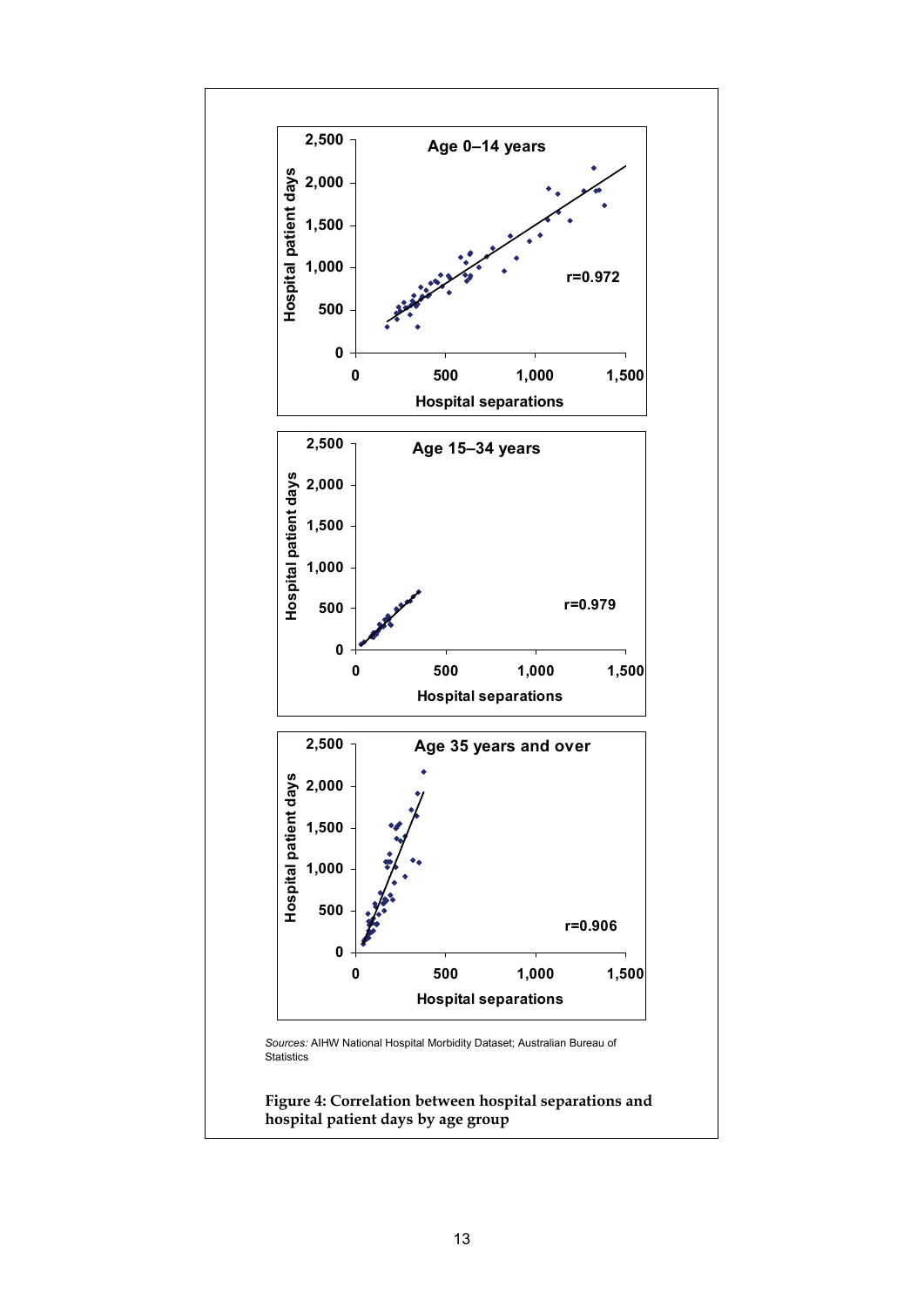*Sources:* AIHW National Hospital Morbidity Dataset; Australian Bureau of Statistics

**Figure 4: Correlation between hospital separations and hospital patient days by age group**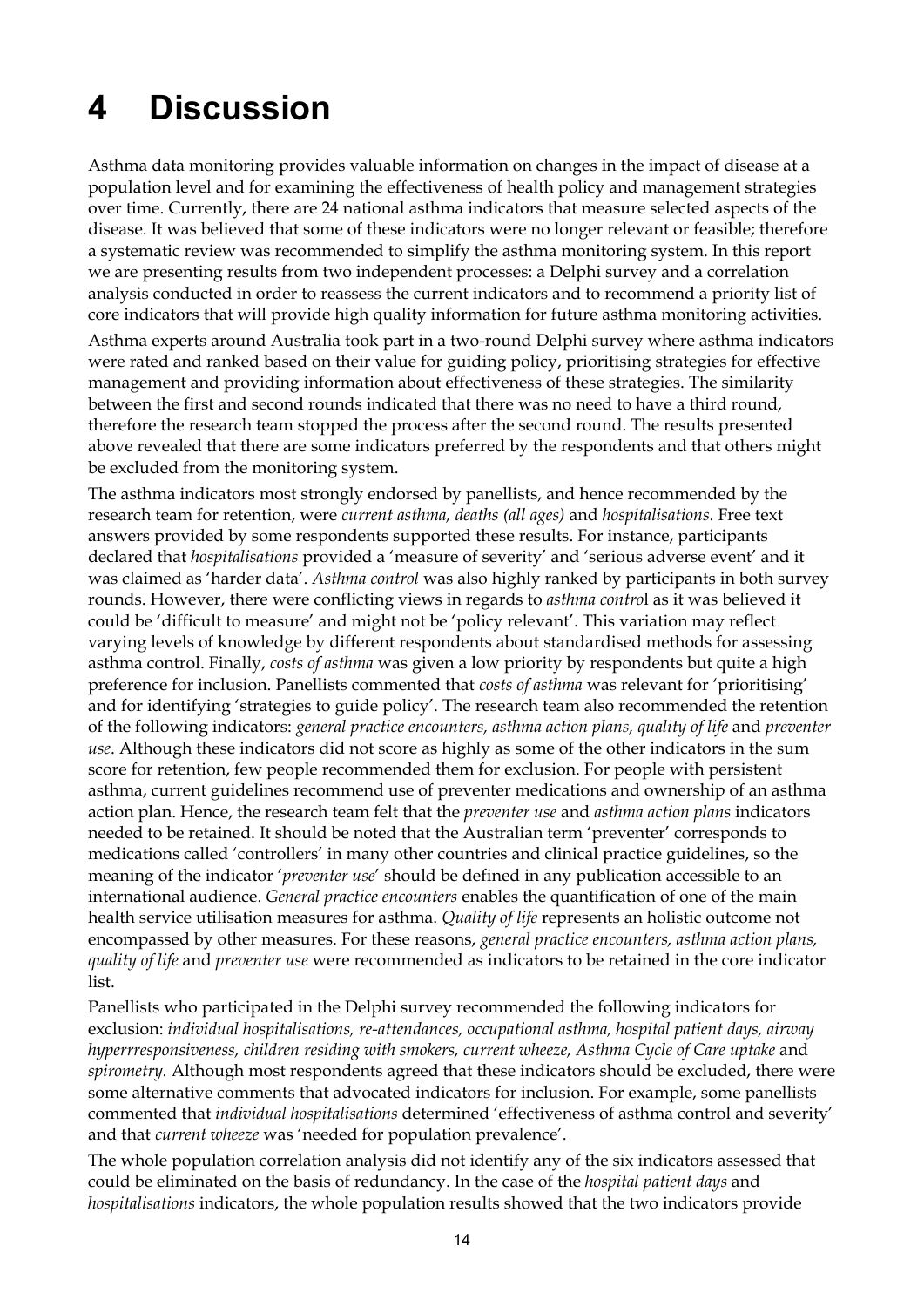# 4 Discussion

Asthma data monitoring provides valuable information on changes in the impact of disease at a population level and for examining the effectiveness of health policy and management strategies over time. Currently, there are 24 national asthma indicators that measure selected aspects of the disease. It was believed that some of these indicators were no longer relevant or feasible; therefore a systematic review was recommended to simplify the asthma monitoring system. In this report we are presenting results from two independent processes: a Delphi survey and a correlation analysis conducted in order to reassess the current indicators and to recommend a priority list of core indicators that will provide high quality information for future asthma monitoring activities.

Asthma experts around Australia took part in a two-round Delphi survey where asthma indicators were rated and ranked based on their value for guiding policy, prioritising strategies for effective management and providing information about effectiveness of these strategies. The similarity between the first and second rounds indicated that there was no need to have a third round, therefore the research team stopped the process after the second round. The results presented above revealed that there are some indicators preferred by the respondents and that others might be excluded from the monitoring system.

The asthma indicators most strongly endorsed by panellists, and hence recommended by the research team for retention, were *current asthma, deaths (all ages)* and *hospitalisations*. Free text answers provided by some respondents supported these results. For instance, participants declared that *hospitalisations* provided a 'measure of severity' and 'serious adverse event' and it was claimed as 'harder data'. *Asthma control* was also highly ranked by participants in both survey rounds. However, there were conflicting views in regards to *asthma control* as it was believed it could be 'difficult to measure' and might not be 'policy relevant'. This variation may reflect varying levels of knowledge by different respondents about standardised methods for assessing asthma control. Finally, *costs of asthma* was given a low priority by respondents but quite a high preference for inclusion. Panellists commented that *costs of asthma* was relevant for 'prioritising' and for identifying 'strategies to guide policy'. The research team also recommended the retention of the following indicators: *general practice encounters, asthma action plans, quality of life* and *preventer use*. Although these indicators did not score as highly as some of the other indicators in the sum score for retention, few people recommended them for exclusion. For people with persistent asthma, current guidelines recommend use of preventer medications and ownership of an asthma action plan. Hence, the research team felt that the *preventer use* and *asthma action plans* indicators needed to be retained. It should be noted that the Australian term 'preventer' corresponds to medications called 'controllers' in many other countries and clinical practice guidelines, so the meaning of the indicator '*preventer use*' should be defined in any publication accessible to an international audience. *General practice encounters* enables the quantification of one of the main health service utilisation measures for asthma. *Quality of life* represents an holistic outcome not encompassed by other measures. For these reasons, *general practice encounters, asthma action plans, quality of life* and *preventer use* were recommended as indicators to be retained in the core indicator list.

Panellists who participated in the Delphi survey recommended the following indicators for exclusion: *individual hospitalisations, re-attendances, occupational asthma, hospital patient days, airway hyperrresponsiveness, children residing with smokers, current wheeze, Asthma Cycle of Care uptake* and *spirometry.* Although most respondents agreed that these indicators should be excluded, there were some alternative comments that advocated indicators for inclusion. For example, some panellists commented that *individual hospitalisations* determined 'effectiveness of asthma control and severity' and that *current wheeze* was 'needed for population prevalence'.

The whole population correlation analysis did not identify any of the six indicators assessed that could be eliminated on the basis of redundancy. In the case of the *hospital patient days* and *hospitalisations* indicators, the whole population results showed that the two indicators provide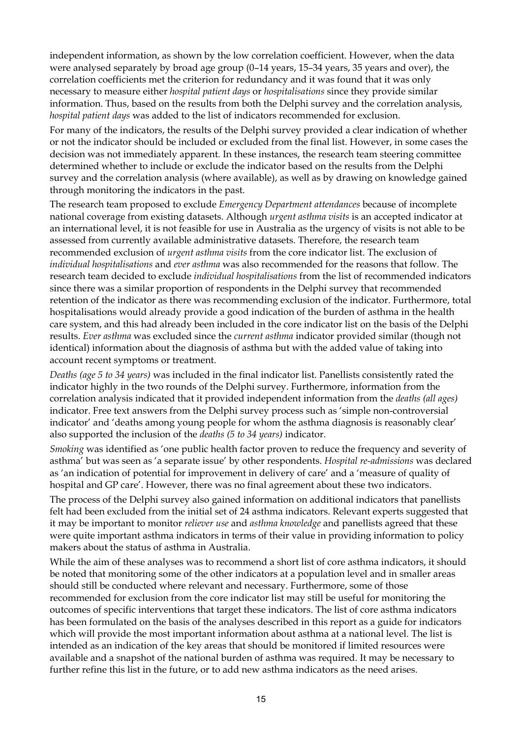independent information, as shown by the low correlation coefficient. However, when the data were analysed separately by broad age group (0–14 years, 15–34 years, 35 years and over), the correlation coefficients met the criterion for redundancy and it was found that it was only necessary to measure either *hospital patient days* or *hospitalisations* since they provide similar information. Thus, based on the results from both the Delphi survey and the correlation analysis, *hospital patient days* was added to the list of indicators recommended for exclusion.

For many of the indicators, the results of the Delphi survey provided a clear indication of whether or not the indicator should be included or excluded from the final list. However, in some cases the decision was not immediately apparent. In these instances, the research team steering committee determined whether to include or exclude the indicator based on the results from the Delphi survey and the correlation analysis (where available), as well as by drawing on knowledge gained through monitoring the indicators in the past.

The research team proposed to exclude *Emergency Department attendances* because of incomplete national coverage from existing datasets. Although *urgent asthma visits* is an accepted indicator at an international level, it is not feasible for use in Australia as the urgency of visits is not able to be assessed from currently available administrative datasets. Therefore, the research team recommended exclusion of *urgent asthma visits* from the core indicator list. The exclusion of *individual hospitalisations* and *ever asthma* was also recommended for the reasons that follow. The research team decided to exclude *individual hospitalisations* from the list of recommended indicators since there was a similar proportion of respondents in the Delphi survey that recommended retention of the indicator as there was recommending exclusion of the indicator. Furthermore, total hospitalisations would already provide a good indication of the burden of asthma in the health care system, and this had already been included in the core indicator list on the basis of the Delphi results. *Ever asthma* was excluded since the *current asthma* indicator provided similar (though not identical) information about the diagnosis of asthma but with the added value of taking into account recent symptoms or treatment.

*Deaths (age 5 to 34 years)* was included in the final indicator list. Panellists consistently rated the indicator highly in the two rounds of the Delphi survey. Furthermore, information from the correlation analysis indicated that it provided independent information from the *deaths (all ages)* indicator. Free text answers from the Delphi survey process such as 'simple non-controversial indicator' and 'deaths among young people for whom the asthma diagnosis is reasonably clear' also supported the inclusion of the *deaths (5 to 34 years)* indicator.

*Smoking* was identified as 'one public health factor proven to reduce the frequency and severity of asthma' but was seen as 'a separate issue' by other respondents. *Hospital re-admissions* was declared as 'an indication of potential for improvement in delivery of care' and a 'measure of quality of hospital and GP care'. However, there was no final agreement about these two indicators.

The process of the Delphi survey also gained information on additional indicators that panellists felt had been excluded from the initial set of 24 asthma indicators. Relevant experts suggested that it may be important to monitor *reliever use* and *asthma knowledge* and panellists agreed that these were quite important asthma indicators in terms of their value in providing information to policy makers about the status of asthma in Australia.

While the aim of these analyses was to recommend a short list of core asthma indicators, it should be noted that monitoring some of the other indicators at a population level and in smaller areas should still be conducted where relevant and necessary. Furthermore, some of those recommended for exclusion from the core indicator list may still be useful for monitoring the outcomes of specific interventions that target these indicators. The list of core asthma indicators has been formulated on the basis of the analyses described in this report as a guide for indicators which will provide the most important information about asthma at a national level. The list is intended as an indication of the key areas that should be monitored if limited resources were available and a snapshot of the national burden of asthma was required. It may be necessary to further refine this list in the future, or to add new asthma indicators as the need arises.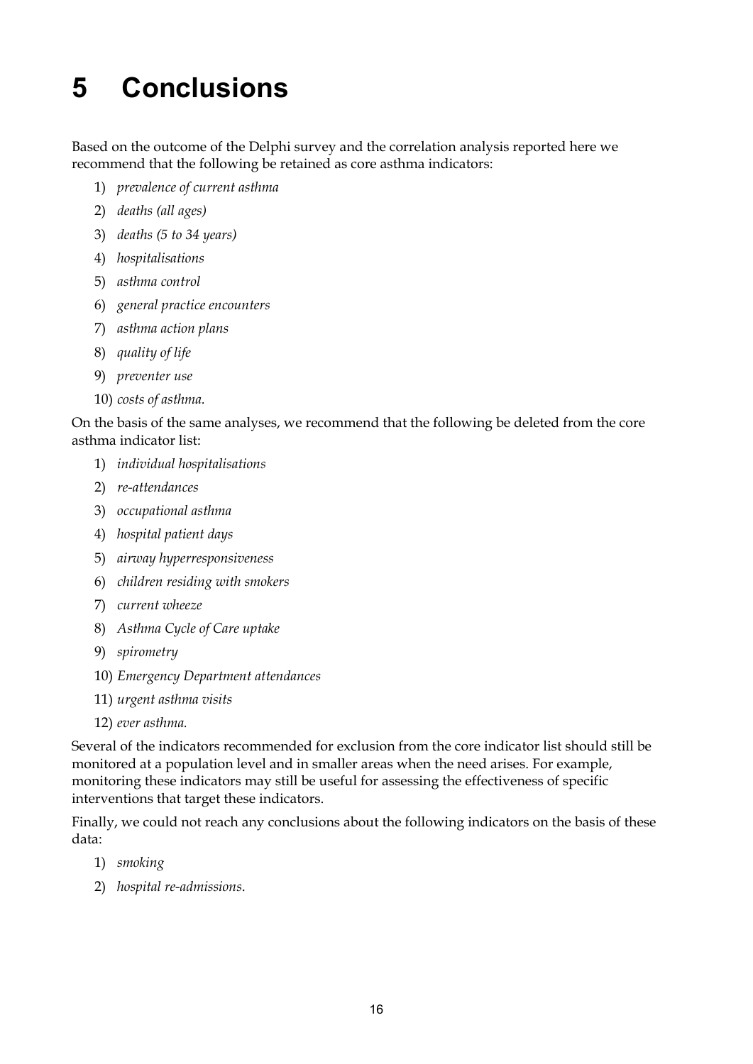# 5 Conclusions

Based on the outcome of the Delphi survey and the correlation analysis reported here we recommend that the following be retained as core asthma indicators:

1) *prevalence of current asthma*
2) *deaths (all ages)*
3) *deaths (5 to 34 years)*
4) *hospitalisations*
5) *asthma control*
6) *general practice encounters*
7) *asthma action plans*
8) *quality of life*
9) *preventer use*
10) *costs of asthma.*

On the basis of the same analyses, we recommend that the following be deleted from the core asthma indicator list:

1) *individual hospitalisations*
2) *re-attendances*
3) *occupational asthma*
4) *hospital patient days*
5) *airway hyperresponsiveness*
6) *children residing with smokers*
7) *current wheeze*
8) *Asthma Cycle of Care uptake*
9) *spirometry*
10) *Emergency Department attendances*
11) *urgent asthma visits*
12) *ever asthma.*

Several of the indicators recommended for exclusion from the core indicator list should still be monitored at a population level and in smaller areas when the need arises. For example, monitoring these indicators may still be useful for assessing the effectiveness of specific interventions that target these indicators.

Finally, we could not reach any conclusions about the following indicators on the basis of these data:

1) *smoking*
2) *hospital re-admissions*.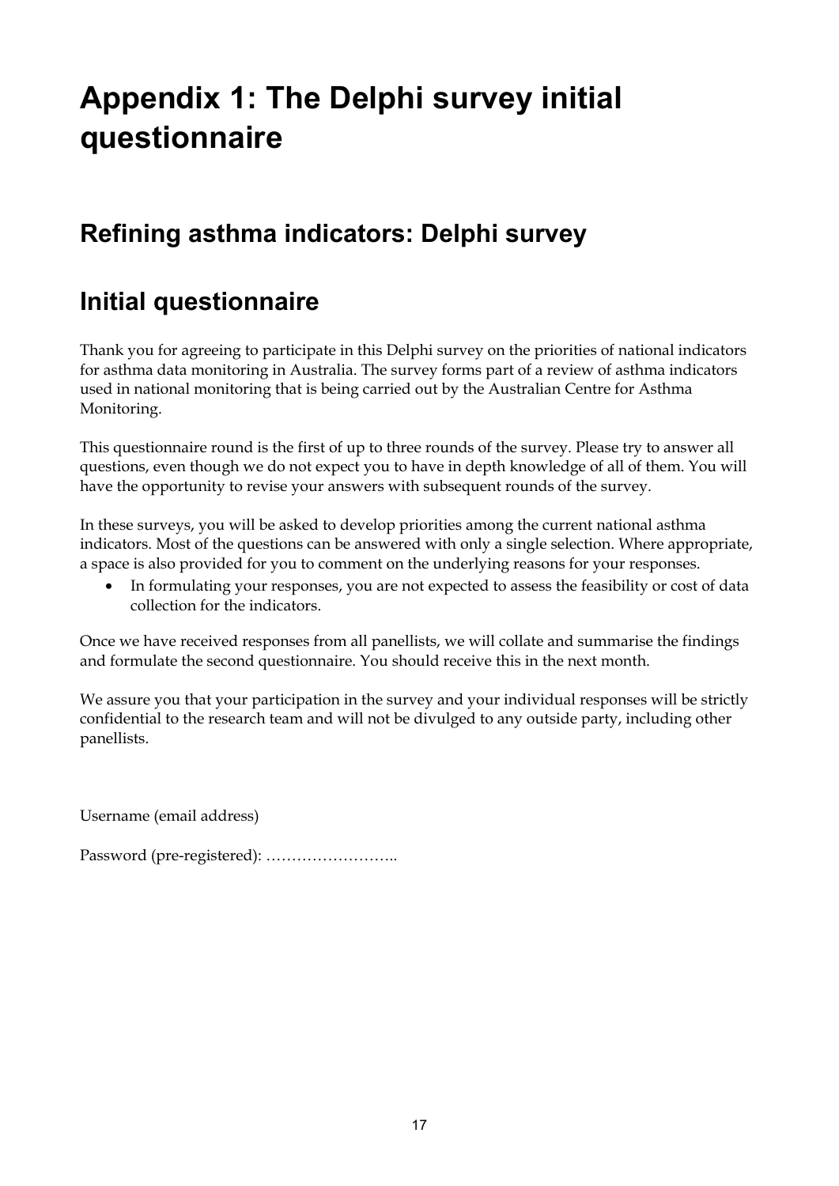# Appendix 1: The Delphi survey initial questionnaire

## Refining asthma indicators: Delphi survey

## Initial questionnaire

Thank you for agreeing to participate in this Delphi survey on the priorities of national indicators for asthma data monitoring in Australia. The survey forms part of a review of asthma indicators used in national monitoring that is being carried out by the Australian Centre for Asthma Monitoring.

This questionnaire round is the first of up to three rounds of the survey. Please try to answer all questions, even though we do not expect you to have in depth knowledge of all of them. You will have the opportunity to revise your answers with subsequent rounds of the survey.

In these surveys, you will be asked to develop priorities among the current national asthma indicators. Most of the questions can be answered with only a single selection. Where appropriate, a space is also provided for you to comment on the underlying reasons for your responses.

- In formulating your responses, you are not expected to assess the feasibility or cost of data collection for the indicators.

Once we have received responses from all panellists, we will collate and summarise the findings and formulate the second questionnaire. You should receive this in the next month.

We assure you that your participation in the survey and your individual responses will be strictly confidential to the research team and will not be divulged to any outside party, including other panellists.

Username (email address)

Password (pre-registered): ……………………..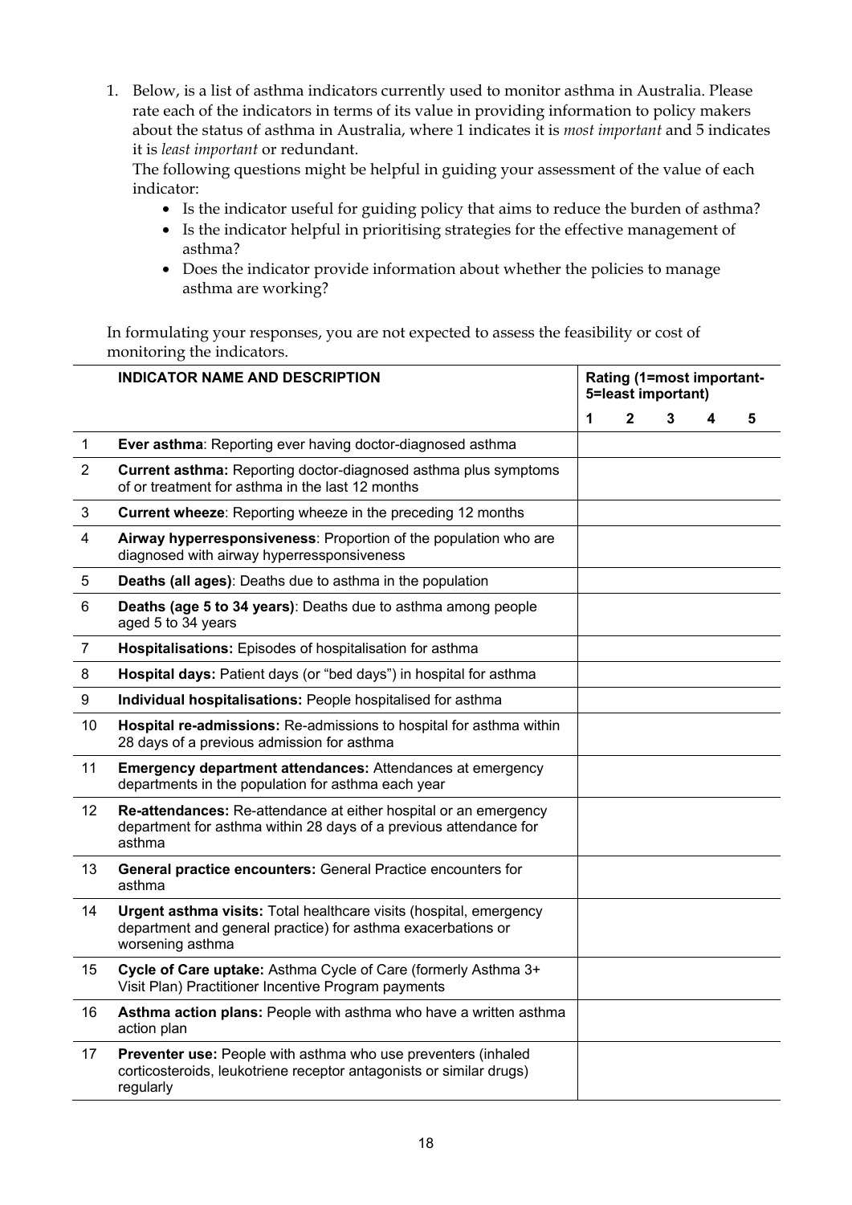1. Below, is a list of asthma indicators currently used to monitor asthma in Australia. Please rate each of the indicators in terms of its value in providing information to policy makers about the status of asthma in Australia, where 1 indicates it is *most important* and 5 indicates it is *least important* or redundant.

   The following questions might be helpful in guiding your assessment of the value of each indicator:

   - Is the indicator useful for guiding policy that aims to reduce the burden of asthma?
   - Is the indicator helpful in prioritising strategies for the effective management of asthma?
   - Does the indicator provide information about whether the policies to manage asthma are working?

   In formulating your responses, you are not expected to assess the feasibility or cost of monitoring the indicators.

| | INDICATOR NAME AND DESCRIPTION | Rating (1=most important-5=least important) | | | | |
|---|---|---|---|---|---|---|
| | | 1 | 2 | 3 | 4 | 5 |
| 1 | **Ever asthma**: Reporting ever having doctor-diagnosed asthma | | | | | |
| 2 | **Current asthma:** Reporting doctor-diagnosed asthma plus symptoms of or treatment for asthma in the last 12 months | | | | | |
| 3 | **Current wheeze**: Reporting wheeze in the preceding 12 months | | | | | |
| 4 | **Airway hyperresponsiveness**: Proportion of the population who are diagnosed with airway hyperressponsiveness | | | | | |
| 5 | **Deaths (all ages)**: Deaths due to asthma in the population | | | | | |
| 6 | **Deaths (age 5 to 34 years)**: Deaths due to asthma among people aged 5 to 34 years | | | | | |
| 7 | **Hospitalisations:** Episodes of hospitalisation for asthma | | | | | |
| 8 | **Hospital days:** Patient days (or "bed days") in hospital for asthma | | | | | |
| 9 | **Individual hospitalisations:** People hospitalised for asthma | | | | | |
| 10 | **Hospital re-admissions:** Re-admissions to hospital for asthma within 28 days of a previous admission for asthma | | | | | |
| 11 | **Emergency department attendances:** Attendances at emergency departments in the population for asthma each year | | | | | |
| 12 | **Re-attendances:** Re-attendance at either hospital or an emergency department for asthma within 28 days of a previous attendance for asthma | | | | | |
| 13 | **General practice encounters:** General Practice encounters for asthma | | | | | |
| 14 | **Urgent asthma visits:** Total healthcare visits (hospital, emergency department and general practice) for asthma exacerbations or worsening asthma | | | | | |
| 15 | **Cycle of Care uptake:** Asthma Cycle of Care (formerly Asthma 3+ Visit Plan) Practitioner Incentive Program payments | | | | | |
| 16 | **Asthma action plans:** People with asthma who have a written asthma action plan | | | | | |
| 17 | **Preventer use:** People with asthma who use preventers (inhaled corticosteroids, leukotriene receptor antagonists or similar drugs) regularly | | | | | |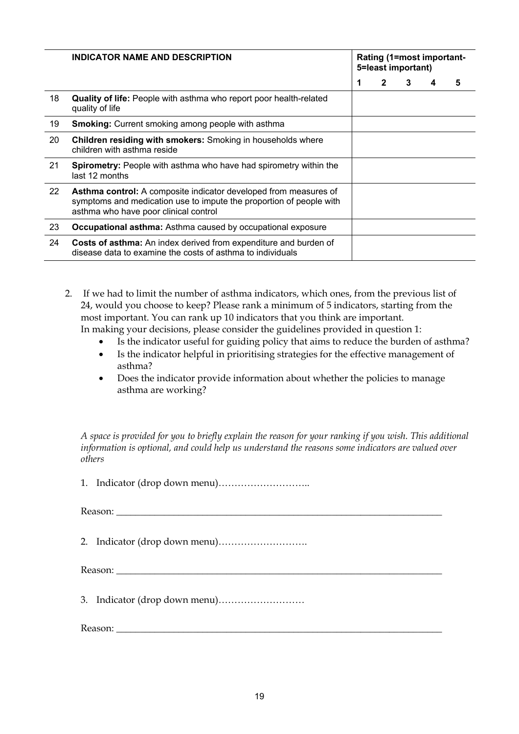| | **INDICATOR NAME AND DESCRIPTION** | **Rating (1=most important-5=least important)** | | | | |
|---|---|---|---|---|---|---|
| | | **1** | **2** | **3** | **4** | **5** |
| 18 | **Quality of life:** People with asthma who report poor health-related quality of life | | | | | |
| 19 | **Smoking:** Current smoking among people with asthma | | | | | |
| 20 | **Children residing with smokers:** Smoking in households where children with asthma reside | | | | | |
| 21 | **Spirometry:** People with asthma who have had spirometry within the last 12 months | | | | | |
| 22 | **Asthma control:** A composite indicator developed from measures of symptoms and medication use to impute the proportion of people with asthma who have poor clinical control | | | | | |
| 23 | **Occupational asthma:** Asthma caused by occupational exposure | | | | | |
| 24 | **Costs of asthma:** An index derived from expenditure and burden of disease data to examine the costs of asthma to individuals | | | | | |

2. If we had to limit the number of asthma indicators, which ones, from the previous list of 24, would you choose to keep? Please rank a minimum of 5 indicators, starting from the most important. You can rank up 10 indicators that you think are important.
In making your decisions, please consider the guidelines provided in question 1:
    - Is the indicator useful for guiding policy that aims to reduce the burden of asthma?
    - Is the indicator helpful in prioritising strategies for the effective management of asthma?
    - Does the indicator provide information about whether the policies to manage asthma are working?

*A space is provided for you to briefly explain the reason for your ranking if you wish. This additional information is optional, and could help us understand the reasons some indicators are valued over others*

1. Indicator (drop down menu)………………………..

Reason: ______________________________________________________________________

2. Indicator (drop down menu)……………………….

Reason: ______________________________________________________________________

3. Indicator (drop down menu)………………………

Reason: ______________________________________________________________________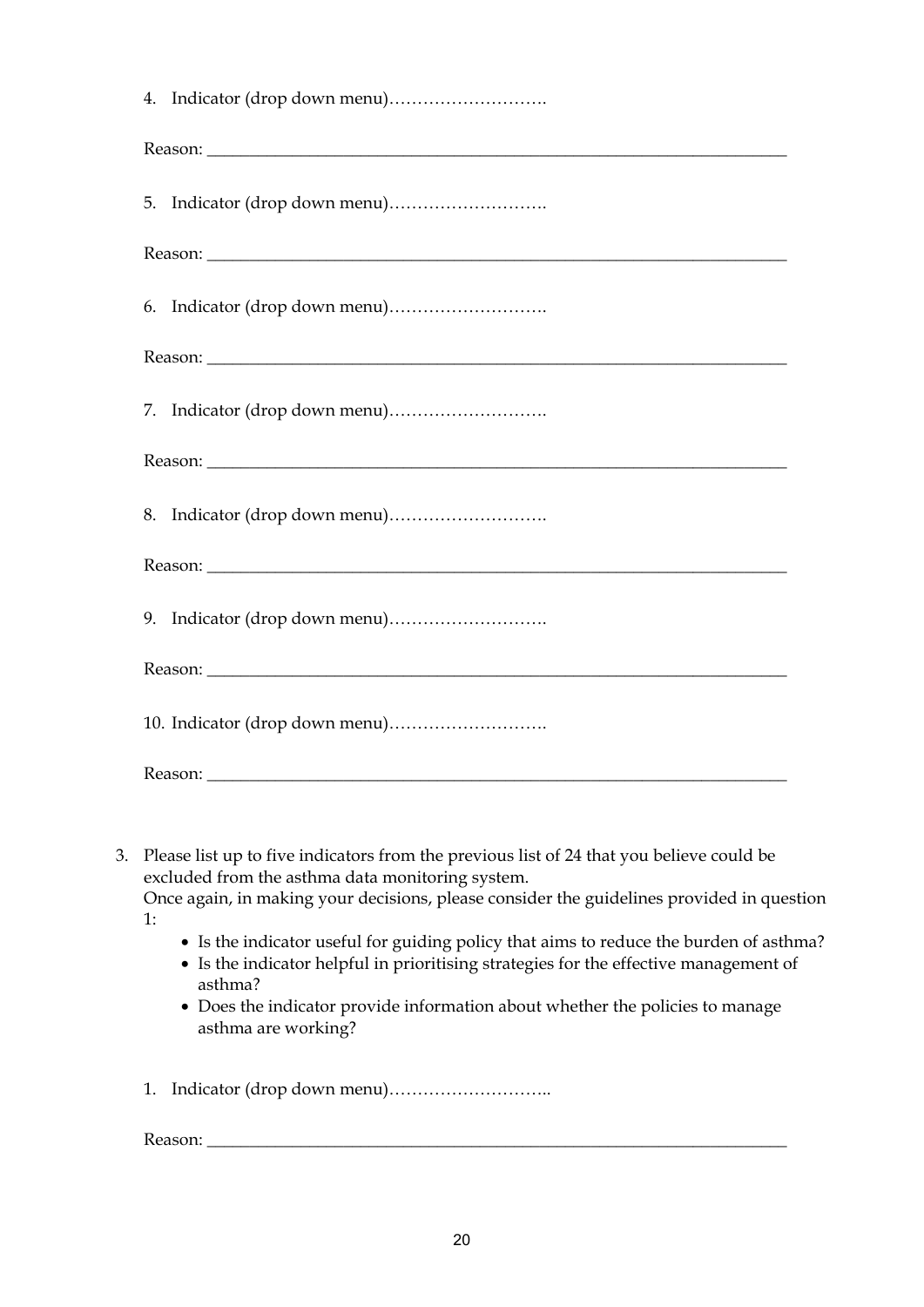4. Indicator (drop down menu)……………………….

Reason: ______________________________________________________________________

5. Indicator (drop down menu)……………………….

Reason: ______________________________________________________________________

6. Indicator (drop down menu)……………………….

Reason: ______________________________________________________________________

7. Indicator (drop down menu)……………………….

Reason: ______________________________________________________________________

8. Indicator (drop down menu)……………………….

Reason: ______________________________________________________________________

9. Indicator (drop down menu)……………………….

Reason: ______________________________________________________________________

10. Indicator (drop down menu)……………………….

Reason: ______________________________________________________________________

3. Please list up to five indicators from the previous list of 24 that you believe could be excluded from the asthma data monitoring system.
   Once again, in making your decisions, please consider the guidelines provided in question 1:
   - Is the indicator useful for guiding policy that aims to reduce the burden of asthma?
   - Is the indicator helpful in prioritising strategies for the effective management of asthma?
   - Does the indicator provide information about whether the policies to manage asthma are working?

   1. Indicator (drop down menu)………………………..

   Reason: ______________________________________________________________________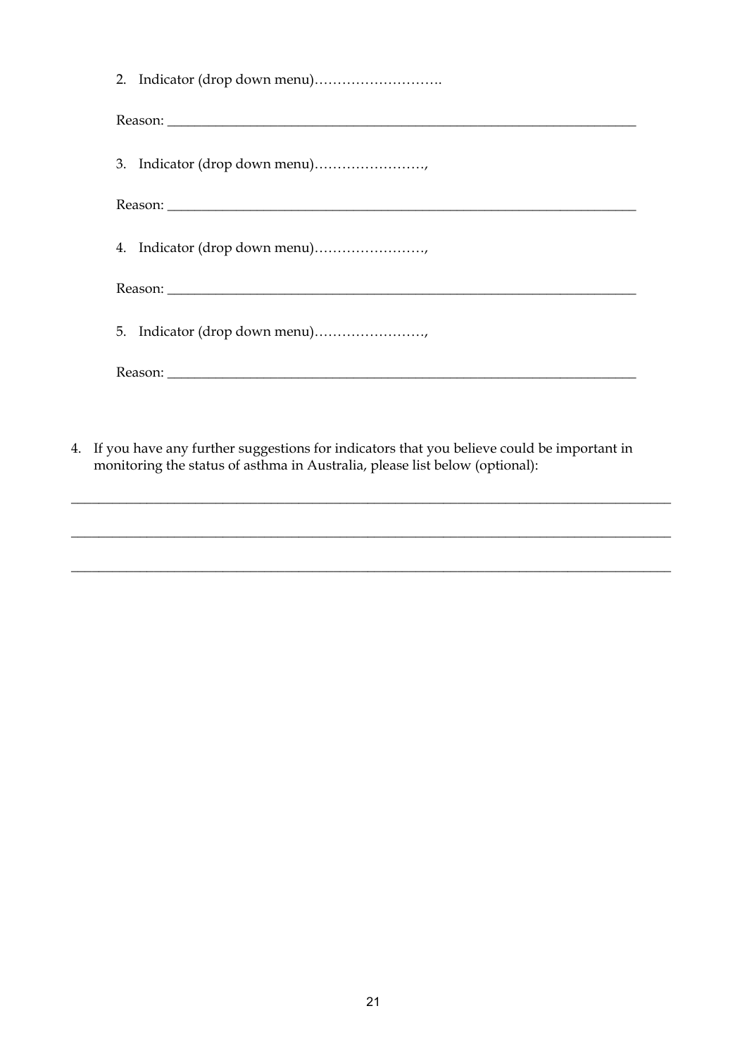2. Indicator (drop down menu)……………………….

Reason: ______________________________________________________________________

3. Indicator (drop down menu)……………………,

Reason: ______________________________________________________________________

4. Indicator (drop down menu)……………………,

Reason: ______________________________________________________________________

5. Indicator (drop down menu)……………………,

Reason: ______________________________________________________________________

4. If you have any further suggestions for indicators that you believe could be important in monitoring the status of asthma in Australia, please list below (optional):

______________________________________________________________________________

______________________________________________________________________________

______________________________________________________________________________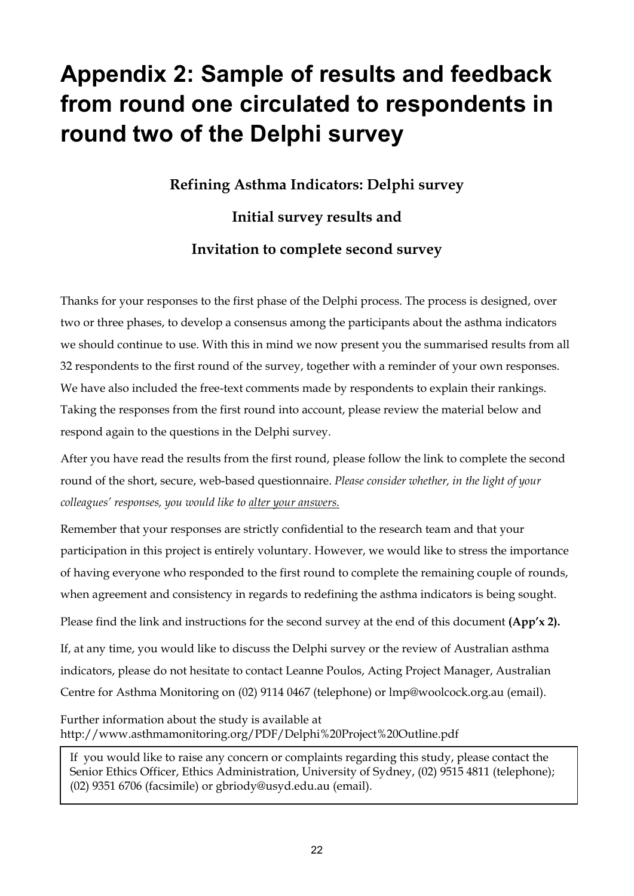# Appendix 2: Sample of results and feedback from round one circulated to respondents in round two of the Delphi survey

### Refining Asthma Indicators: Delphi survey

### Initial survey results and

### Invitation to complete second survey

Thanks for your responses to the first phase of the Delphi process. The process is designed, over two or three phases, to develop a consensus among the participants about the asthma indicators we should continue to use. With this in mind we now present you the summarised results from all 32 respondents to the first round of the survey, together with a reminder of your own responses. We have also included the free-text comments made by respondents to explain their rankings. Taking the responses from the first round into account, please review the material below and respond again to the questions in the Delphi survey.

After you have read the results from the first round, please follow the link to complete the second round of the short, secure, web-based questionnaire. *Please consider whether, in the light of your colleagues' responses, you would like to <u>alter your answers.</u>*

Remember that your responses are strictly confidential to the research team and that your participation in this project is entirely voluntary. However, we would like to stress the importance of having everyone who responded to the first round to complete the remaining couple of rounds, when agreement and consistency in regards to redefining the asthma indicators is being sought.

Please find the link and instructions for the second survey at the end of this document **(App'x 2).**

If, at any time, you would like to discuss the Delphi survey or the review of Australian asthma indicators, please do not hesitate to contact Leanne Poulos, Acting Project Manager, Australian Centre for Asthma Monitoring on (02) 9114 0467 (telephone) or lmp@woolcock.org.au (email).

Further information about the study is available at
http://www.asthmamonitoring.org/PDF/Delphi%20Project%20Outline.pdf

> If you would like to raise any concern or complaints regarding this study, please contact the Senior Ethics Officer, Ethics Administration, University of Sydney, (02) 9515 4811 (telephone); (02) 9351 6706 (facsimile) or gbriody@usyd.edu.au (email).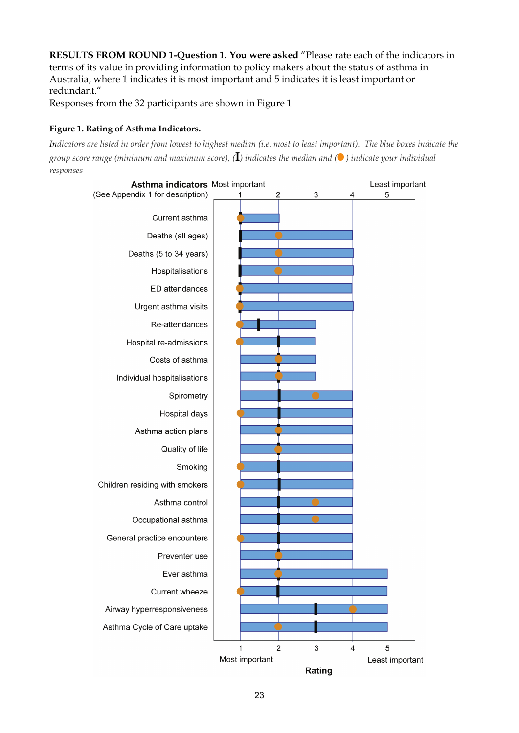**RESULTS FROM ROUND 1-Question 1. You were asked** "Please rate each of the indicators in terms of its value in providing information to policy makers about the status of asthma in Australia, where 1 indicates it is most important and 5 indicates it is least important or redundant."

Responses from the 32 participants are shown in Figure 1

**Figure 1. Rating of Asthma Indicators.**

*Indicators are listed in order from lowest to highest median (i.e. most to least important). The blue boxes indicate the group score range (minimum and maximum score), (I) indicates the median and (●) indicate your individual responses*

**Asthma indicators** (See Appendix 1 for description)

Most important — Least important

| Asthma indicator | Range (min–max) | Median | Individual response |
|---|---|---|---|
| Current asthma | 1–2 | 1 | 1 |
| Deaths (all ages) | 1–4 | 1 | 2 |
| Deaths (5 to 34 years) | 1–4 | 1 | 2 |
| Hospitalisations | 1–4 | 1 | 2 |
| ED attendances | 1–4 | 1 | 1 |
| Urgent asthma visits | 1–4 | 1 | 1 |
| Re-attendances | 1–3 | 1.5 | 1 |
| Hospital re-admissions | 1–3 | 2 | 1 |
| Costs of asthma | 1–3 | 2 | 2 |
| Individual hospitalisations | 1–3 | 2 | 2 |
| Spirometry | 1–4 | 2 | 3 |
| Hospital days | 1–4 | 2 | 1 |
| Asthma action plans | 1–4 | 2 | 2 |
| Quality of life | 1–4 | 2 | 2 |
| Smoking | 1–4 | 2 | 1 |
| Children residing with smokers | 1–4 | 2 | 1 |
| Asthma control | 1–4 | 2 | 3 |
| Occupational asthma | 1–4 | 2 | 3 |
| General practice encounters | 1–4 | 2 | 1 |
| Preventer use | 1–4 | 2 | 2 |
| Ever asthma | 1–5 | 2 | 2 |
| Current wheeze | 1–5 | 2 | 1 |
| Airway hyperresponsiveness | 1–5 | 3 | 4 |
| Asthma Cycle of Care uptake | 1–5 | 3 | 2 |

Rating: 1 (Most important) to 5 (Least important)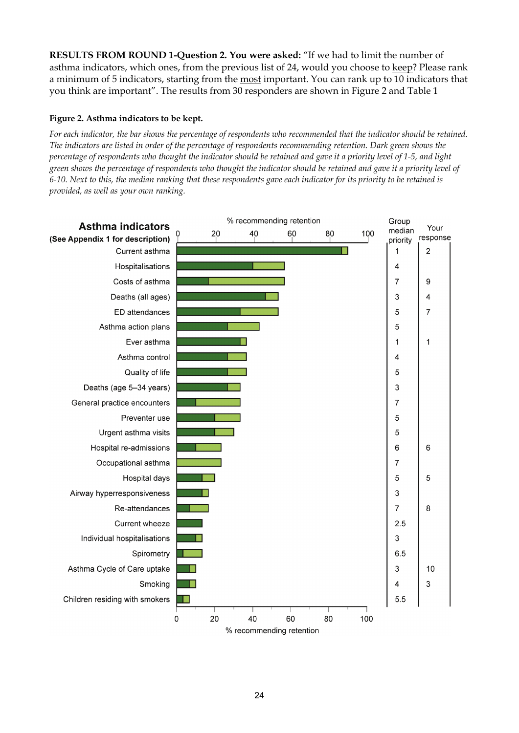**RESULTS FROM ROUND 1-Question 2. You were asked:** "If we had to limit the number of asthma indicators, which ones, from the previous list of 24, would you choose to keep? Please rank a minimum of 5 indicators, starting from the most important. You can rank up to 10 indicators that you think are important". The results from 30 responders are shown in Figure 2 and Table 1

**Figure 2. Asthma indicators to be kept.**

*For each indicator, the bar shows the percentage of respondents who recommended that the indicator should be retained. The indicators are listed in order of the percentage of respondents recommending retention. Dark green shows the percentage of respondents who thought the indicator should be retained and gave it a priority level of 1-5, and light green shows the percentage of respondents who thought the indicator should be retained and gave it a priority level of 6-10. Next to this, the median ranking that these respondents gave each indicator for its priority to be retained is provided, as well as your own ranking.*

| Asthma indicators (See Appendix 1 for description) | Group median priority | Your response |
|---|---|---|
| Current asthma | 1 | 2 |
| Hospitalisations | 4 | |
| Costs of asthma | 7 | 9 |
| Deaths (all ages) | 3 | 4 |
| ED attendances | 5 | 7 |
| Asthma action plans | 5 | |
| Ever asthma | 1 | 1 |
| Asthma control | 4 | |
| Quality of life | 5 | |
| Deaths (age 5–34 years) | 3 | |
| General practice encounters | 7 | |
| Preventer use | 5 | |
| Urgent asthma visits | 5 | |
| Hospital re-admissions | 6 | 6 |
| Occupational asthma | 7 | |
| Hospital days | 5 | 5 |
| Airway hyperresponsiveness | 3 | |
| Re-attendances | 7 | 8 |
| Current wheeze | 2.5 | |
| Individual hospitalisations | 3 | |
| Spirometry | 6.5 | |
| Asthma Cycle of Care uptake | 3 | 10 |
| Smoking | 4 | 3 |
| Children residing with smokers | 5.5 | |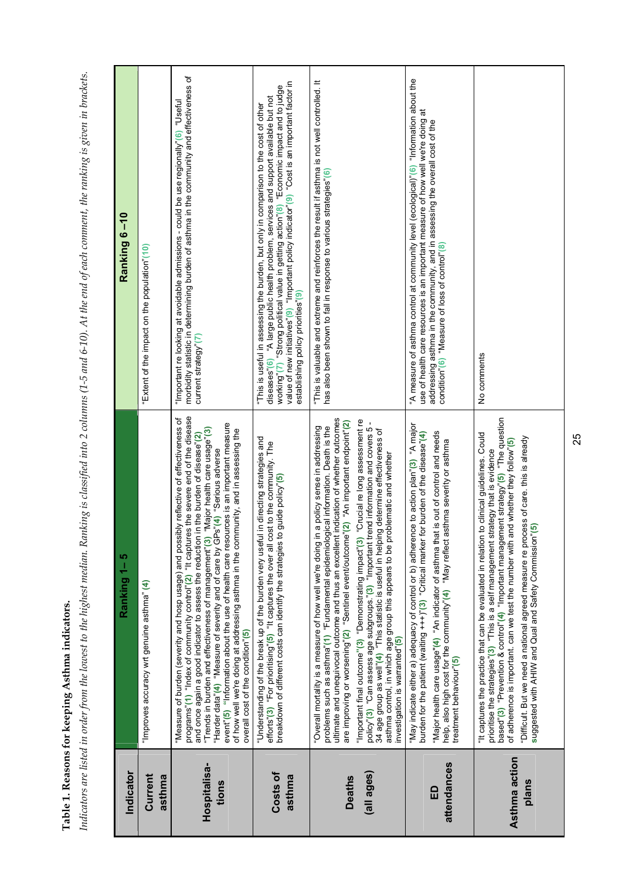**Table 1. Reasons for keeping Asthma indicators.**

*Indicators are listed in order from the lowest to the highest median. Ranking is classified into 2 columns (1-5 and 6-10). At the end of each comment, the ranking is given in brackets.*

| Indicator | Ranking 1– 5 | Ranking 6 –10 |
|---|---|---|
| **Current asthma** | "Improves accuracy wrt genuine asthma" (4) | "Extent of the impact on the population"(10) |
| **Hospitalisa-tions** | "Measure of burden (severity and hosp usage) and possibly reflective of effectiveness of programs"(1) "Index of community control"(2) "It captures the severe end of the disease and once again a good indicator to assess the reduction in the burden of disease"(2) "Trends in burden and effectiveness of management"(3) "Major health care usage"(3) "Harder data"(4) "Measure of severity and of care by GPs"(4) "Serious adverse event"(5) "Information about the use of health care resources is an important measure of how well we're doing at addressing asthma in the community, and in assessing the overall cost of the condition"(5) | "Important re looking at avoidable admissions - could be use regionally"(6) "Useful morbidity statistic in determining burden of asthma in the community and effectiveness of current strategy"(7) |
| **Costs of asthma** | "Understanding of the break up of the burden very useful in directing strategies and efforts"(3) "For prioritising"(5) "It captures the over all cost to the community. The breakdown of different costs can identify the strategies to guide policy"(5) | "This is useful in assessing the burden, but only in comparison to the cost of other diseases"(6) "A large public health problem, services and support available but not working"(7) "Strong political value in getting action"(8) "Economic impact and to judge value of new initiatives"(9) "Important policy indicator"(9) "Cost is an important factor in establishing policy priorities"(9) |
| **Deaths (all ages)** | "Overall mortality is a measure of how well we're doing in a policy sense in addressing problems such as asthma"(1) "Fundamental epidemiological information. Death is the ultimate and unequivocal outcome and thus an excellent indication of whether outcomes are improving or worsening"(2) "Sentinel event/outcome"(2) "An important endpoint"(2) "Important final outcome"(3) "Demonstrating impact"(3) "Crucial re long assessment re policy"(3) "Can assess age subgroups."(3) "Important trend information and covers 5 - 34 age group as well"(4) "This statistic is useful in helping determine effectiveness of asthma control, in which age group this appears to be problematic and whether investigation is warranted"(5) | "This is valuable and extreme and reinforces the result if asthma is not well controlled. It has also been shown to fall in response to various strategies"(6) |
| **ED attendances** | "May indicate either a) adequacy of control or b) adherence to action plan"(3) "A major burden for the patient (waiting +++)"(3) "Critical marker for burden of the disease"(4) "Major health care usage"(4) "An indicator of asthma that is out of control and needs help, also high cost for the community"(4) "May reflect asthma severity or asthma treatment behaviour"(5) | "A measure of asthma control at community level (ecological)"(6) "Information about the use of health care resources is an important measure of how well we're doing at addressing asthma in the community, and in assessing the overall cost of the condition"(6) "Measure of loss of control"(8) |
| **Asthma action plans** | "It captures the practice that can be evaluated in relation to clinical guidelines. Could prioritise the strategies"(3) "This is a self management strategy that is evidence based"(3) "Prevention & control"(4) "Important management strategy"(5) "The question of adherence is important. can we test the number with and whether they follow"(5) "Difficult. But we need a national agreed measure re process of care. this is already suggested with AHIW and Qual and Safety Commission"(5) | No comments |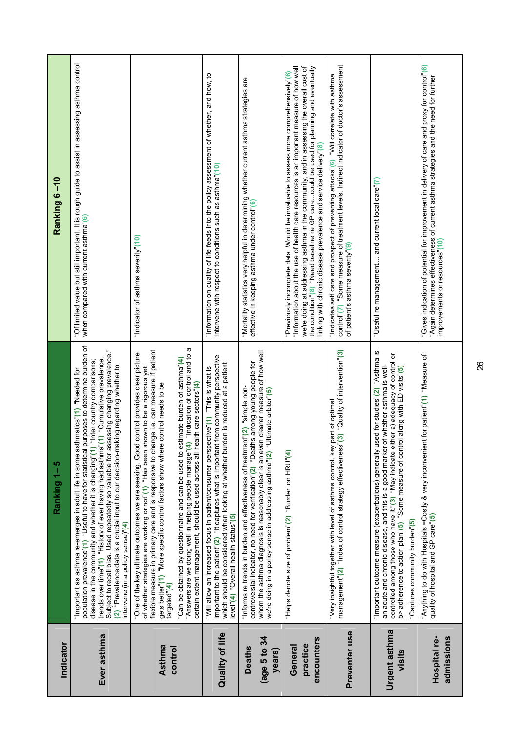| Indicator | Ranking 1– 5 | Ranking 6 –10 |
|---|---|---|
| Ever asthma | "Important as asthma re-emerges in adult life in some asthmatics"(1) "Needed for population prevalence"(1) "Useful to have for statistical purposes to determine burden of disease in the community and whether it is changing"(1) "Inter country comparisons; trends over time"(1) "History of ever having had asthma"(1) "Cumulative prevalence. Subject to recall bias. Used repeatedly so valuable for assessing changing prevalence."(2) "Prevalence data is a crucial input to our decision-making regarding whether to intervene (in a policy sense)"(4) | "Of limited value but still important. It is rough guide to assist in assessing asthma control when compared with current asthma"(6) |
| Asthma control | "One of the key ultimate outcomes we are seeking. Good control provides clear picture of whether strategies are working or not"(1) "Has been shown to be a rigorous yet flexible measure in primary care and is responsive to change i.e. can measure if patient gets better"(1) "More specific control factors show where control needs to be targeted"(4) "Can be obtained by questionnaire and can be used to estimate burden of asthma"(4) "Answers are we doing well in helping people manage"(4) "Indication of control and to a certain extent management, should be used across all health care sectors"(4) | "Indicator of asthma severity"(10) |
| Quality of life | "Will allow an increased focus in patient/consumer perspective"(1) "This is what is important to the patient"(2) "It captures what is important from community perspective which should be considered when looking at whether burden is reduced at a patient level"(4) "Overall health status"(5) | "Information on quality of life feeds into the policy assessment of whether, and how, to intervene with respect to conditions such as asthma"(10) |
| Deaths (age 5 to 34 years) | "Informs re trends in burden and effectiveness of treatment"(2) "simple non-controversial indicator, no need for verification"(2) "Deaths among young people for whom the asthma diagnosis is reasonably clear is an even clearer measure of how well we're doing in a policy sense in addressing asthma"(2) "Ultimate arbiter"(5) | "Mortality statistics very helpful in determining whether current asthma strategies are effective in keeping asthma under control"(6) |
| General practice encounters | "Helps denote size of problem"(2) "Burden on HRU"(4) | "Previously incomplete data. Would be invaluable to assess more comprehensively"(6) "Information about the use of health care resources is an important measure of how well we're doing at addressing asthma in the community, and in assessing the overall cost of the condition"(8) "Need baseline re GP care...could be used for planning and eventually linking with chronic disease prevalence and service delivery"(8) |
| Preventer use | "Very insightful together with level of asthma control, key part of optimal management"(2) "Index of control strategy effectiveness"(3) "Quality of intervention"(3) | "Indicates self care and prospect of preventing attacks"(6) "Will correlate with asthma control"(7) "Some measure of treatment levels. Indirect indicator of doctor's assessment of patient's asthma severity"(9) |
| Urgent asthma visits | "Important outcome measure (exacerbations) generally used for studies"(2) "Asthma is an acute and chronic disease, and this is a good marker of whether asthma is well-controlled among those who have it."(3) "May indicate either a) adequacy of control or b> adherence to action plan"(5) "Some measure of control along with ED visits"(5) "Captures community burden"(5) | "Useful re management.... and current local care"(7) |
| Hospital re-admissions | "Anything to do with Hospitals =Costly & very inconvenient for patient"(1) "Measure of quality of hospital and GP care"(5) | "Gives indication of potential for improvement in delivery of care and proxy for control"(6) "Again determines effectiveness of current asthma strategies and the need for further improvements or resources"(10) |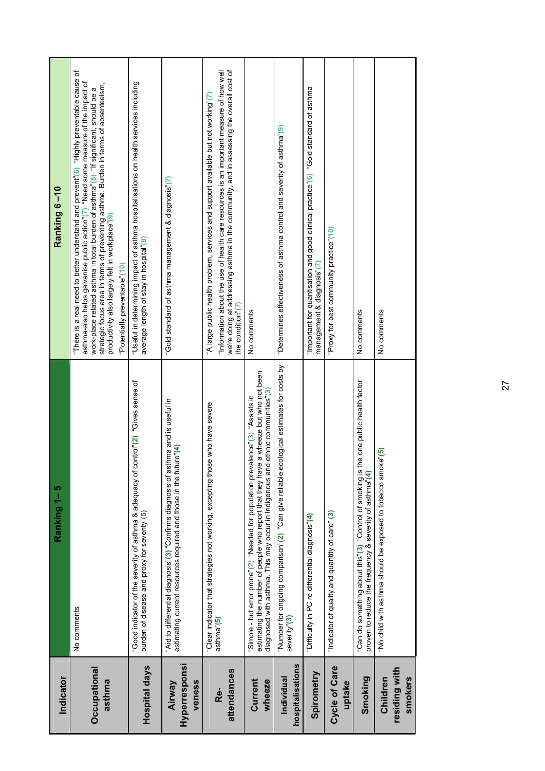| Indicator | Ranking 1– 5 | Ranking 6 –10 |
|---|---|---|
| Occupational asthma | No comments | "There is a real need to better understand and prevent"(6) "Highly preventable cause of asthma-also helps galvanise public action"(7) "Need some measure of the impact of work-place related asthma in total burden of asthma"(8) "If significant, should be a strategic focus area in terms of preventing asthma. Burden in terms of absenteeism, productivity also largely felt in workplace"(9) "Potentially preventable"(10) |
| Hospital days | "Good indicator of the severity of asthma & adequacy of control"(2) "Gives sense of burden of disease and proxy for severity"(5) | "Useful in determining impact of asthma hospitalisations on health services including average length of stay in hospital"(8) |
| Airway Hyperresponsiveness | "Aid to differential diagnosis"(3) "Confirms diagnosis of asthma and is useful in estimating current resources required and those in the future"(4) | "Gold standard of asthma management & diagnosis"(7) |
| Re-attendances | "Clear indicator that strategies not working, excepting those who have severe asthma"(5) | "A large public health problem, services and support available but not working"(7) "Information about the use of health care resources is an important measure of how well we're doing at addressing asthma in the community, and in assessing the overall cost of the condition"(7) |
| Current wheeze | "Simple - but error prone"(2) "Needed for population prevalence"(3) "Assists in estimating the number of people who report that they have a wheeze but who not been diagnosed with asthma. This may occur in Indigenous and ethnic communities"(3) | No comments |
| Individual hospitalisations | "Number for ongoing comparison"(2) "Can give reliable ecological estimates for costs by severity"(3) | "Determines effectiveness of asthma control and severity of asthma"(9) |
| Spirometry | "Difficulty in PC re differential diagnosis"(4) | "Important for quantisation and good clinical practice"(6) "Gold standard of asthma management & diagnosis"(7) |
| Cycle of Care uptake | "Indicator of quality and quantity of care" (3) | "Proxy for best community practice"(10) |
| Smoking | "Can do something about this"(3) "Control of smoking is the one public health factor proven to reduce the frequency & severity of asthma"(4) | No comments |
| Children residing with smokers | "No child with asthma should be exposed to tobacco smoke"(5) | No comments |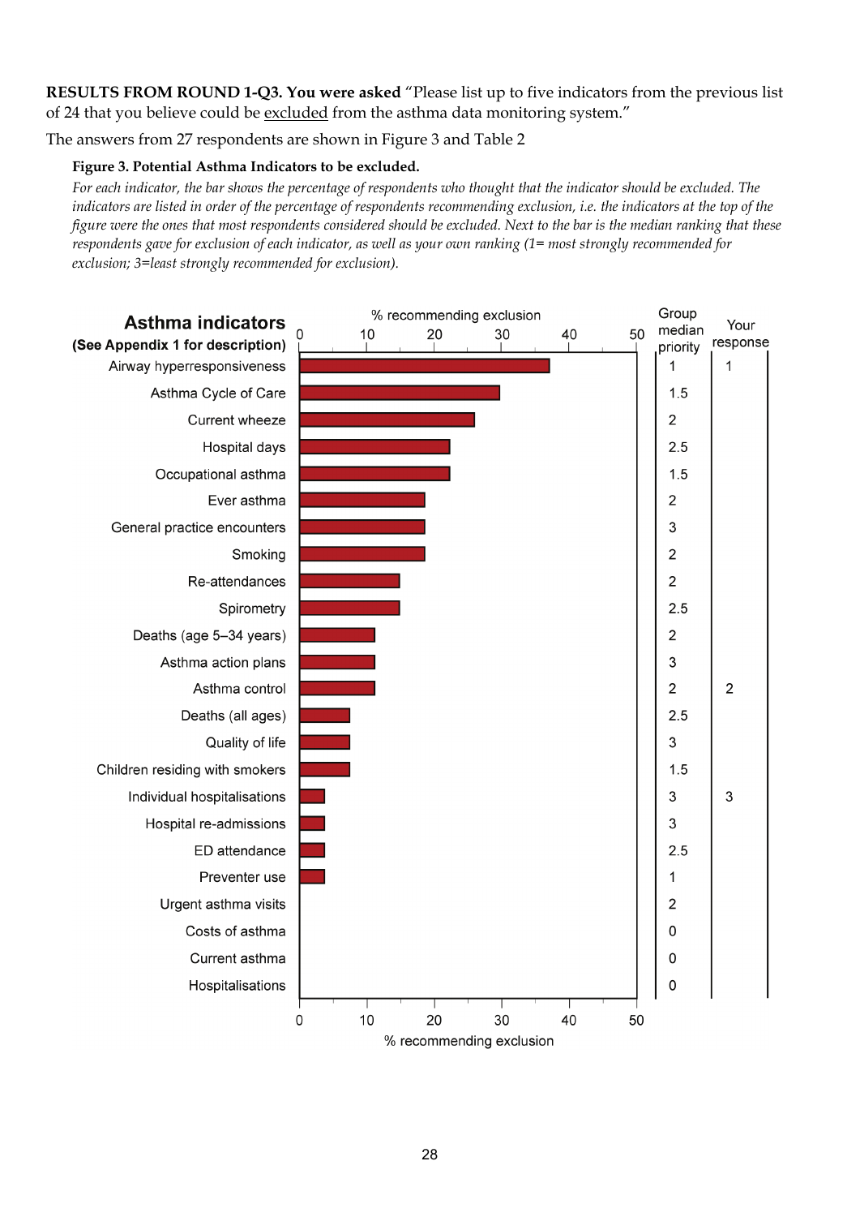**RESULTS FROM ROUND 1-Q3. You were asked** "Please list up to five indicators from the previous list of 24 that you believe could be excluded from the asthma data monitoring system."

The answers from 27 respondents are shown in Figure 3 and Table 2

**Figure 3. Potential Asthma Indicators to be excluded.**

*For each indicator, the bar shows the percentage of respondents who thought that the indicator should be excluded. The indicators are listed in order of the percentage of respondents recommending exclusion, i.e. the indicators at the top of the figure were the ones that most respondents considered should be excluded. Next to the bar is the median ranking that these respondents gave for exclusion of each indicator, as well as your own ranking (1= most strongly recommended for exclusion; 3=least strongly recommended for exclusion).*

| Asthma indicators (See Appendix 1 for description) | % recommending exclusion | Group median priority | Your response |
|---|---|---|---|
| Airway hyperresponsiveness | ~37 | 1 | 1 |
| Asthma Cycle of Care | ~30 | 1.5 | |
| Current wheeze | ~26 | 2 | |
| Hospital days | ~22 | 2.5 | |
| Occupational asthma | ~22 | 1.5 | |
| Ever asthma | ~18.5 | 2 | |
| General practice encounters | ~18.5 | 3 | |
| Smoking | ~18.5 | 2 | |
| Re-attendances | ~15 | 2 | |
| Spirometry | ~15 | 2.5 | |
| Deaths (age 5–34 years) | ~11 | 2 | |
| Asthma action plans | ~11 | 3 | |
| Asthma control | ~11 | 2 | 2 |
| Deaths (all ages) | ~7.5 | 2.5 | |
| Quality of life | ~7.5 | 3 | |
| Children residing with smokers | ~7.5 | 1.5 | |
| Individual hospitalisations | ~4 | 3 | 3 |
| Hospital re-admissions | ~4 | 3 | |
| ED attendance | ~4 | 2.5 | |
| Preventer use | ~4 | 1 | |
| Urgent asthma visits | 0 | 2 | |
| Costs of asthma | 0 | 0 | |
| Current asthma | 0 | 0 | |
| Hospitalisations | 0 | 0 | |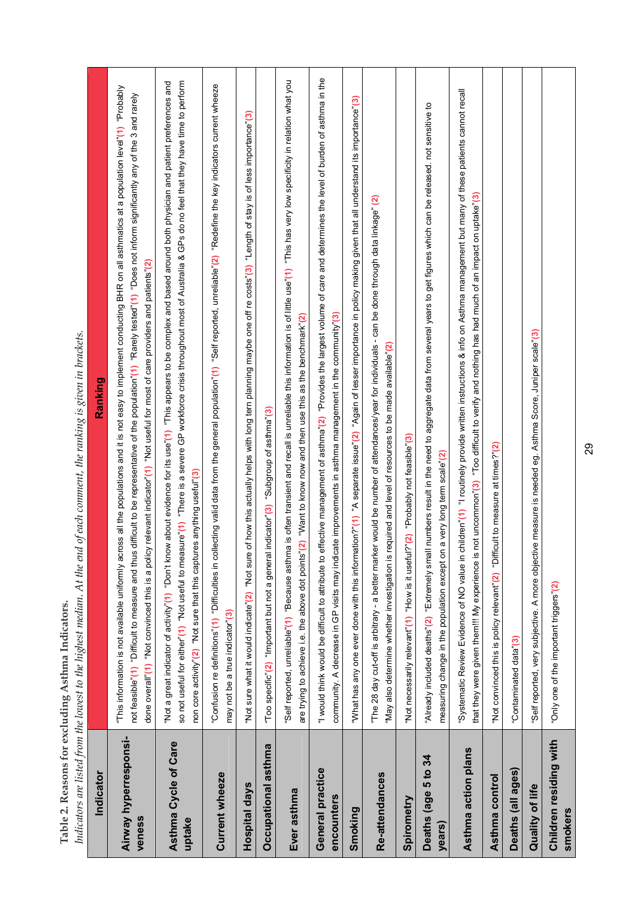**Table 2. Reasons for excluding Asthma Indicators.**

*Indicators are listed from the lowest to the highest median. At the end of each comment, the ranking is given in brackets.*

| Indicator | Ranking |
|---|---|
| **Airway hyperresponsiveness** | "This information is not available uniformly across all the populations and it is not easy to implement conducting BHR on all asthmatics at a population level"(1) "Probably not feasible"(1) "Difficult to measure and thus difficult to be representative of the population"(1) "Rarely tested"(1) "Does not inform significantly any of the 3 and rarely done overall"(1) "Not convinced this is a policy relevant indicator"(1) "Not useful for most of care providers and patients"(2) |
| **Asthma Cycle of Care uptake** | "Not a great indicator of activity"(1) "Don't know about evidence for its use"(1) "This appears to be complex and based around both physician and patient preferences and so not useful for either"(1) "Not useful to measure"(1) "There is a severe GP workforce crisis throughout most of Australia & GPs do no feel that they have time to perform non core activity"(2) "Not sure that this captures anything useful"(3) |
| **Current wheeze** | "Confusion re definitions"(1) "Difficulties in collecting valid data from the general population"(1) "Self reported, unreliable"(2) "Redefine the key indicators current wheeze may not be a true indicator"(3) |
| **Hospital days** | "Not sure what it would indicate"(2) "Not sure of how this actually helps with long tern planning maybe one off re costs"(3) "Length of stay is of less importance"(3) |
| **Occupational asthma** | "Too specific"(2) "Important but not a general indicator"(3) "Subgroup of asthma"(3) |
| **Ever asthma** | "Self reported, unreliable"(1) "Because asthma is often transient and recall is unreliable this information is of little use"(1) "This has very low specificity in relation what you are trying to achieve i.e. the above dot points"(2) "Want to know now and then use this as the benchmark"(2) |
| **General practice encounters** | "I would think would be difficult to attribute to effective management of asthma"(2) "Provides the largest volume of care and determines the level of burden of asthma in the community. A decrease in GP visits may indicate improvements in asthma management in the community"(3) |
| **Smoking** | "What has any one ever done with this information?"(1) "A separate issue"(2) "Again of lesser importance in policy making given that all understand its importance"(3) |
| **Re-attendances** | "The 28 day cut-off is arbitrary - a better marker would be number of attendances/year for individuals - can be done through data linkage" (2) "May also determine whether investigation is required and level of resources to be made available"(2) |
| **Spirometry** | "Not necessarily relevant"(1) "How is it useful?"(2) "Probably not feasible"(3) |
| **Deaths (age 5 to 34 years)** | "Already included deaths"(2) "Extremely small numbers result in the need to aggregate data from several years to get figures which can be released. not sensitive to measuring change in the population except on a very long term scale"(2) |
| **Asthma action plans** | "Systematic Review Evidence of NO value in children"(1) "I routinely provide written instructions & info on Asthma management but many of these patients cannot recall that they were given them!!! My experience is not uncommon"(3) "Too difficult to verify and nothing has had much of an impact on uptake"(3) |
| **Asthma control** | "Not convinced this is policy relevant"(2) "Difficult to measure at times?"(2) |
| **Deaths (all ages)** | "Contaminated data"(3) |
| **Quality of life** | "Self reported, very subjective. A more objective measure is needed eg. Asthma Score, Juniper scale"(3) |
| **Children residing with smokers** | "Only one of the important triggers"(2) |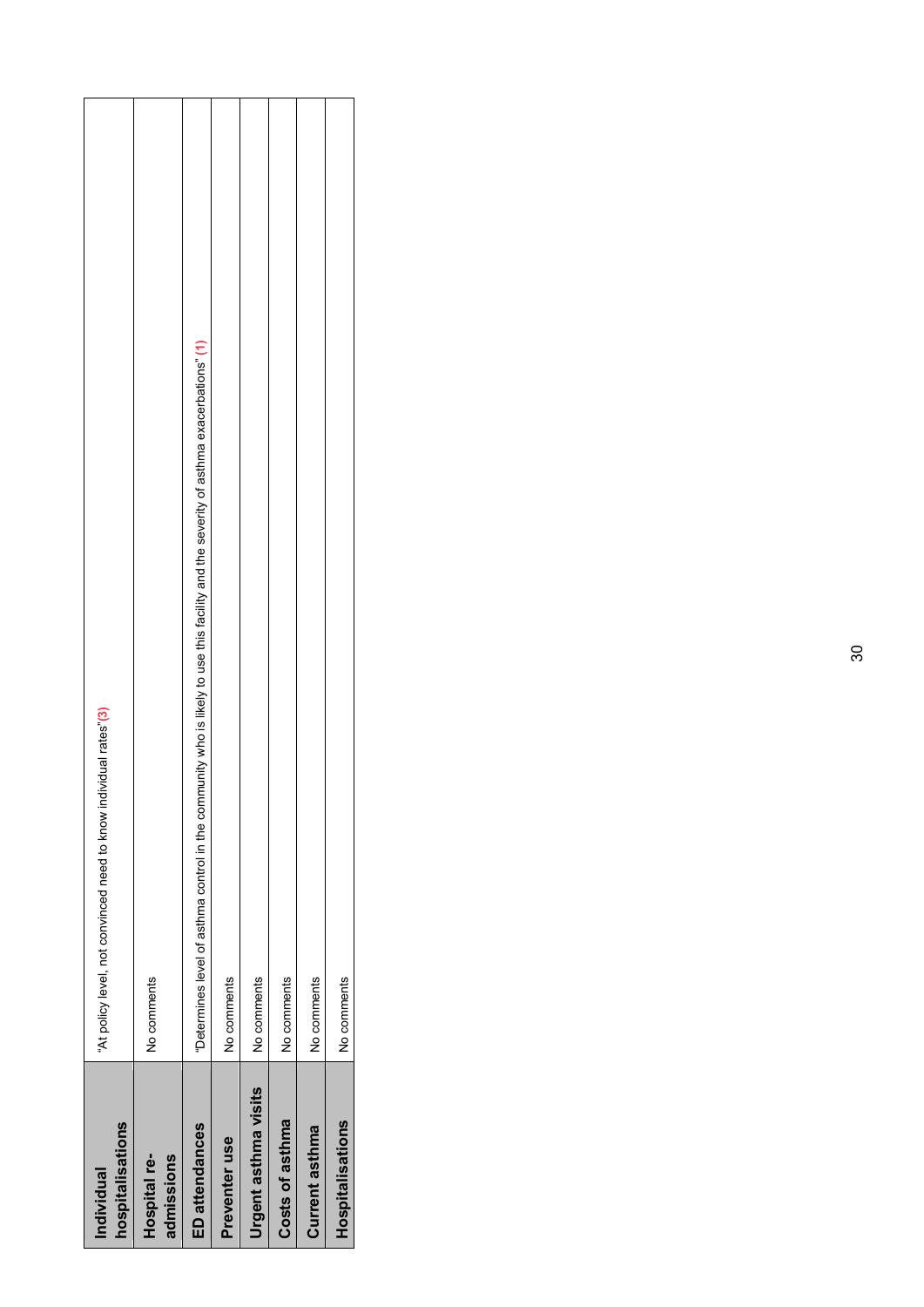| | |
|---|---|
| **Individual hospitalisations** | "At policy level, not convinced need to know individual rates"(3) |
| **Hospital re-admissions** | No comments |
| **ED attendances** | "Determines level of asthma control in the community who is likely to use this facility and the severity of asthma exacerbations" (1) |
| **Preventer use** | No comments |
| **Urgent asthma visits** | No comments |
| **Costs of asthma** | No comments |
| **Current asthma** | No comments |
| **Hospitalisations** | No comments |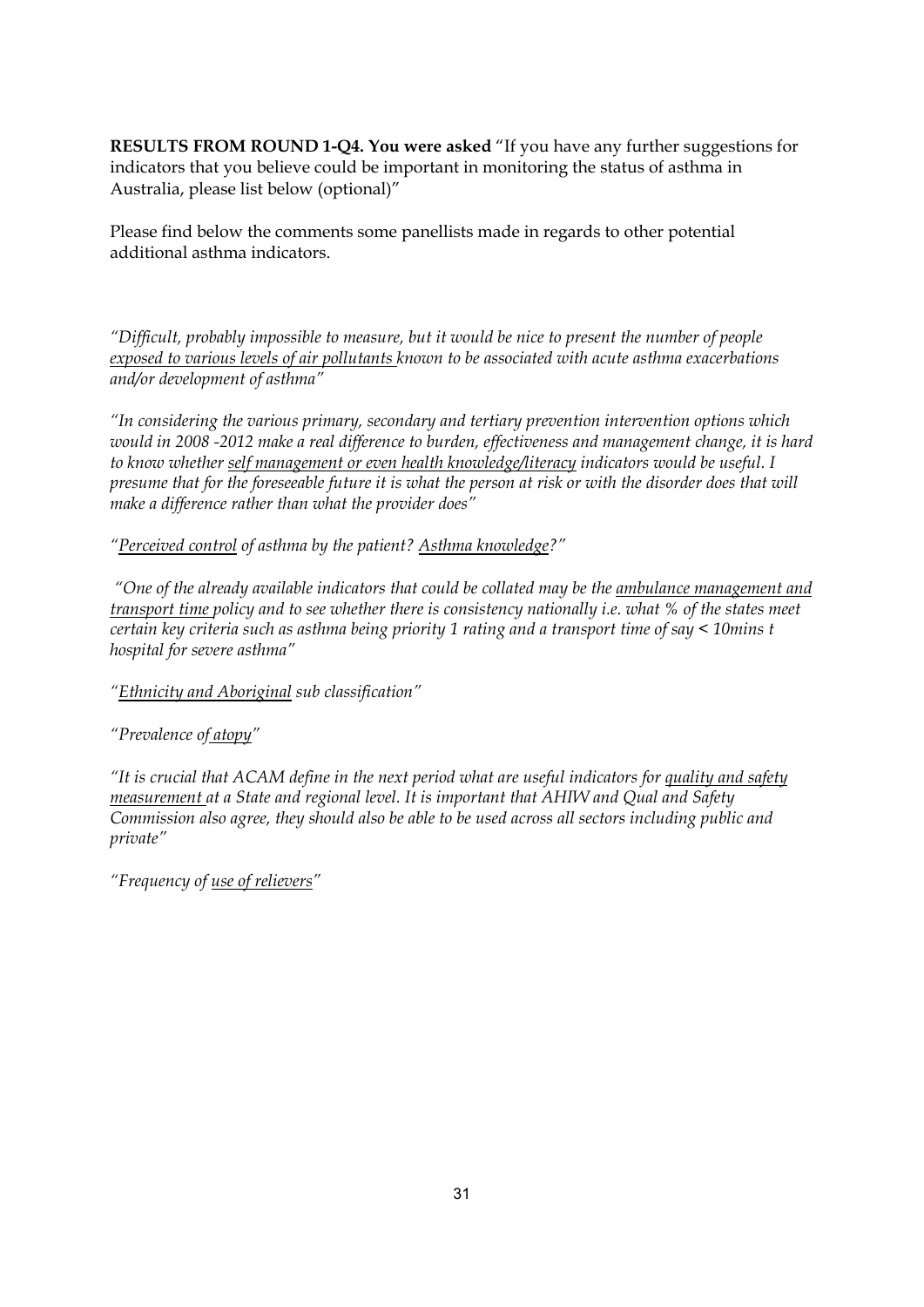**RESULTS FROM ROUND 1-Q4. You were asked** "If you have any further suggestions for indicators that you believe could be important in monitoring the status of asthma in Australia, please list below (optional)"

Please find below the comments some panellists made in regards to other potential additional asthma indicators.

*"Difficult, probably impossible to measure, but it would be nice to present the number of people <u>exposed to various levels of air pollutants</u> known to be associated with acute asthma exacerbations and/or development of asthma"*

*"In considering the various primary, secondary and tertiary prevention intervention options which would in 2008 -2012 make a real difference to burden, effectiveness and management change, it is hard to know whether <u>self management or even health knowledge/literacy</u> indicators would be useful. I presume that for the foreseeable future it is what the person at risk or with the disorder does that will make a difference rather than what the provider does"*

*"<u>Perceived control</u> of asthma by the patient? <u>Asthma knowledge</u>?"*

*"One of the already available indicators that could be collated may be the <u>ambulance management and transport time</u> policy and to see whether there is consistency nationally i.e. what % of the states meet certain key criteria such as asthma being priority 1 rating and a transport time of say < 10mins t hospital for severe asthma"*

*"<u>Ethnicity and Aboriginal</u> sub classification"*

*"Prevalence of <u>atopy</u>"*

*"It is crucial that ACAM define in the next period what are useful indicators for <u>quality and safety measurement</u> at a State and regional level. It is important that AHIW and Qual and Safety Commission also agree, they should also be able to be used across all sectors including public and private"*

*"Frequency of <u>use of relievers</u>"*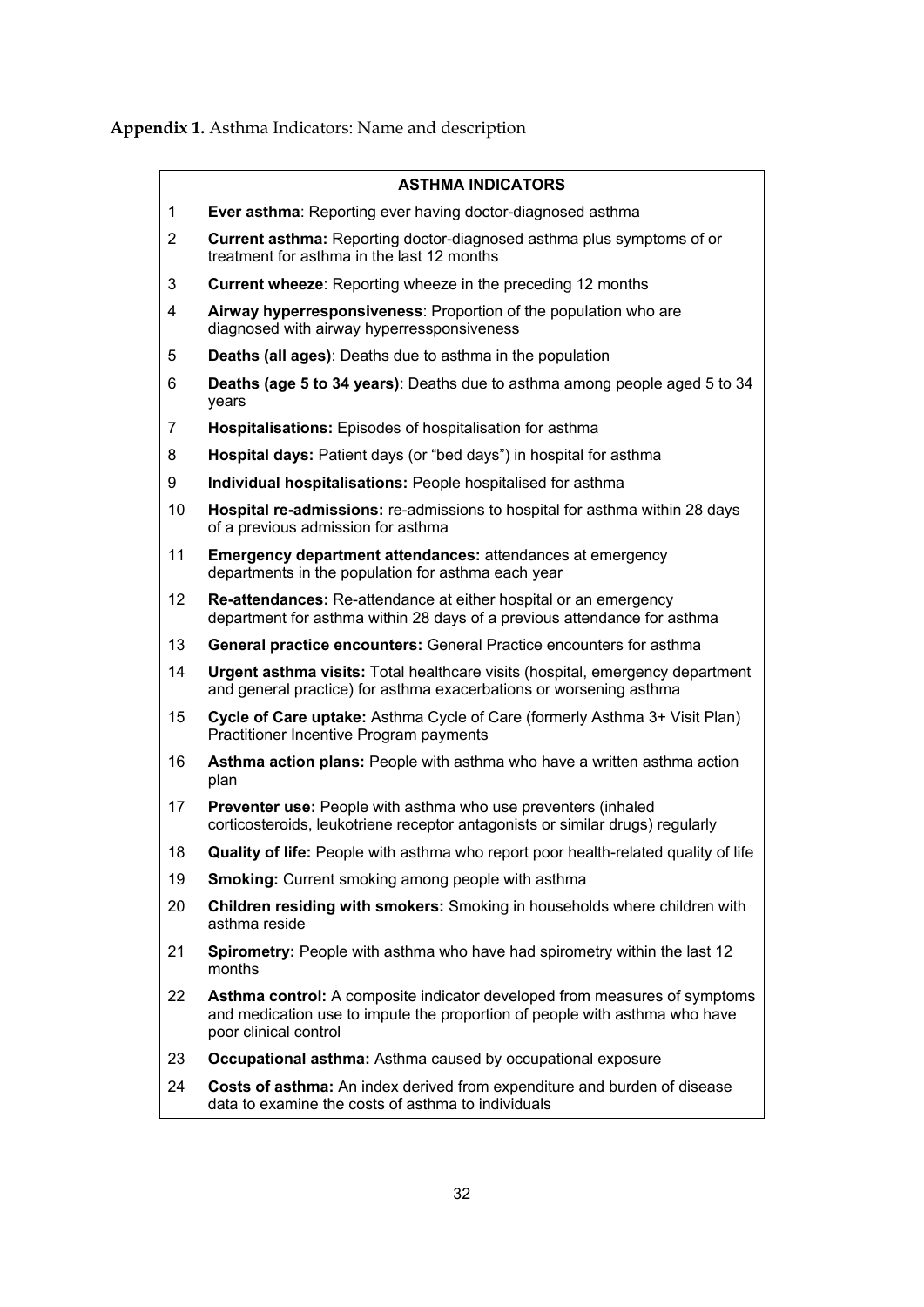**Appendix 1.** Asthma Indicators: Name and description

| | ASTHMA INDICATORS |
|---|---|
| 1 | **Ever asthma**: Reporting ever having doctor-diagnosed asthma |
| 2 | **Current asthma:** Reporting doctor-diagnosed asthma plus symptoms of or treatment for asthma in the last 12 months |
| 3 | **Current wheeze**: Reporting wheeze in the preceding 12 months |
| 4 | **Airway hyperresponsiveness**: Proportion of the population who are diagnosed with airway hyperressponsiveness |
| 5 | **Deaths (all ages)**: Deaths due to asthma in the population |
| 6 | **Deaths (age 5 to 34 years)**: Deaths due to asthma among people aged 5 to 34 years |
| 7 | **Hospitalisations:** Episodes of hospitalisation for asthma |
| 8 | **Hospital days:** Patient days (or "bed days") in hospital for asthma |
| 9 | **Individual hospitalisations:** People hospitalised for asthma |
| 10 | **Hospital re-admissions:** re-admissions to hospital for asthma within 28 days of a previous admission for asthma |
| 11 | **Emergency department attendances:** attendances at emergency departments in the population for asthma each year |
| 12 | **Re-attendances:** Re-attendance at either hospital or an emergency department for asthma within 28 days of a previous attendance for asthma |
| 13 | **General practice encounters:** General Practice encounters for asthma |
| 14 | **Urgent asthma visits:** Total healthcare visits (hospital, emergency department and general practice) for asthma exacerbations or worsening asthma |
| 15 | **Cycle of Care uptake:** Asthma Cycle of Care (formerly Asthma 3+ Visit Plan) Practitioner Incentive Program payments |
| 16 | **Asthma action plans:** People with asthma who have a written asthma action plan |
| 17 | **Preventer use:** People with asthma who use preventers (inhaled corticosteroids, leukotriene receptor antagonists or similar drugs) regularly |
| 18 | **Quality of life:** People with asthma who report poor health-related quality of life |
| 19 | **Smoking:** Current smoking among people with asthma |
| 20 | **Children residing with smokers:** Smoking in households where children with asthma reside |
| 21 | **Spirometry:** People with asthma who have had spirometry within the last 12 months |
| 22 | **Asthma control:** A composite indicator developed from measures of symptoms and medication use to impute the proportion of people with asthma who have poor clinical control |
| 23 | **Occupational asthma:** Asthma caused by occupational exposure |
| 24 | **Costs of asthma:** An index derived from expenditure and burden of disease data to examine the costs of asthma to individuals |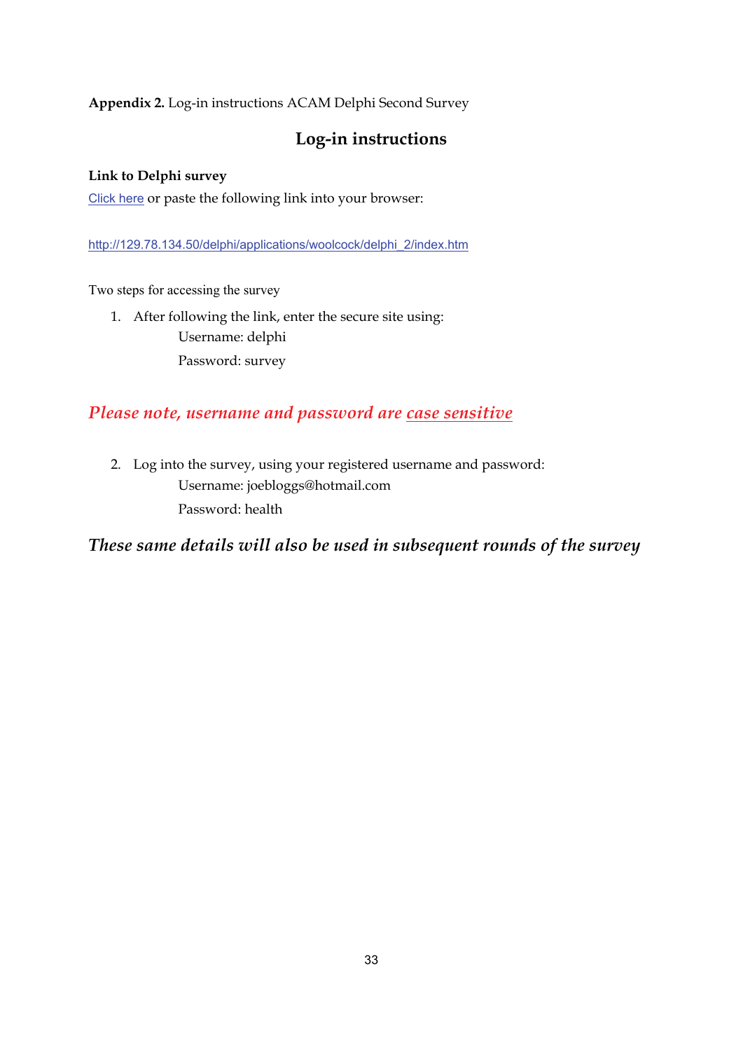**Appendix 2.** Log-in instructions ACAM Delphi Second Survey

## Log-in instructions

**Link to Delphi survey**

Click here or paste the following link into your browser:

http://129.78.134.50/delphi/applications/woolcock/delphi_2/index.htm

Two steps for accessing the survey

1. After following the link, enter the secure site using:

   Username: delphi

   Password: survey

***Please note, username and password are case sensitive***

2. Log into the survey, using your registered username and password:

   Username: joebloggs@hotmail.com

   Password: health

***These same details will also be used in subsequent rounds of the survey***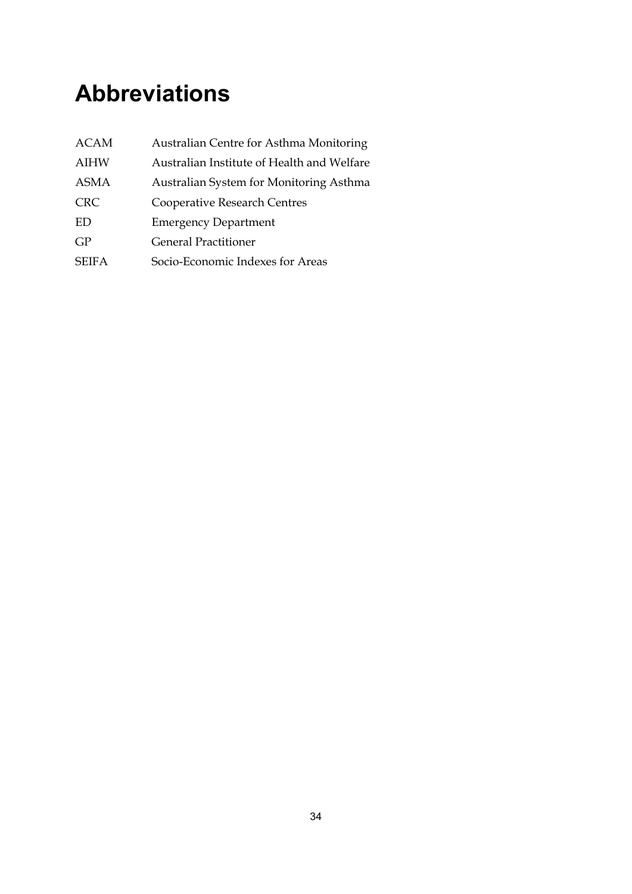# Abbreviations

| | |
|---|---|
| ACAM | Australian Centre for Asthma Monitoring |
| AIHW | Australian Institute of Health and Welfare |
| ASMA | Australian System for Monitoring Asthma |
| CRC | Cooperative Research Centres |
| ED | Emergency Department |
| GP | General Practitioner |
| SEIFA | Socio-Economic Indexes for Areas |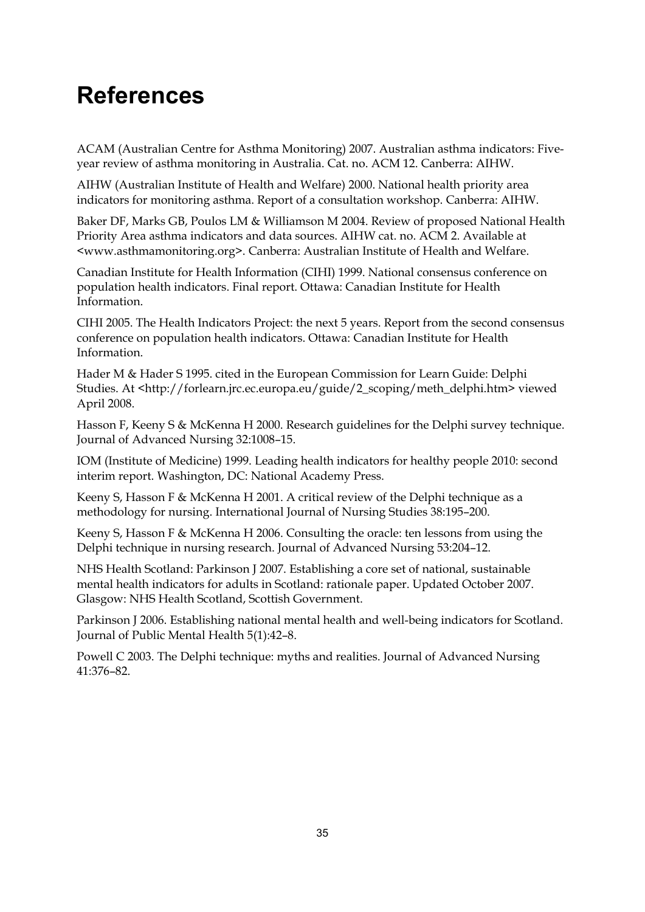# References

ACAM (Australian Centre for Asthma Monitoring) 2007. Australian asthma indicators: Five-year review of asthma monitoring in Australia. Cat. no. ACM 12. Canberra: AIHW.

AIHW (Australian Institute of Health and Welfare) 2000. National health priority area indicators for monitoring asthma. Report of a consultation workshop. Canberra: AIHW.

Baker DF, Marks GB, Poulos LM & Williamson M 2004. Review of proposed National Health Priority Area asthma indicators and data sources. AIHW cat. no. ACM 2. Available at <www.asthmamonitoring.org>. Canberra: Australian Institute of Health and Welfare.

Canadian Institute for Health Information (CIHI) 1999. National consensus conference on population health indicators. Final report. Ottawa: Canadian Institute for Health Information.

CIHI 2005. The Health Indicators Project: the next 5 years. Report from the second consensus conference on population health indicators. Ottawa: Canadian Institute for Health Information.

Hader M & Hader S 1995. cited in the European Commission for Learn Guide: Delphi Studies. At <http://forlearn.jrc.ec.europa.eu/guide/2_scoping/meth_delphi.htm> viewed April 2008.

Hasson F, Keeny S & McKenna H 2000. Research guidelines for the Delphi survey technique. Journal of Advanced Nursing 32:1008–15.

IOM (Institute of Medicine) 1999. Leading health indicators for healthy people 2010: second interim report. Washington, DC: National Academy Press.

Keeny S, Hasson F & McKenna H 2001. A critical review of the Delphi technique as a methodology for nursing. International Journal of Nursing Studies 38:195–200.

Keeny S, Hasson F & McKenna H 2006. Consulting the oracle: ten lessons from using the Delphi technique in nursing research. Journal of Advanced Nursing 53:204–12.

NHS Health Scotland: Parkinson J 2007. Establishing a core set of national, sustainable mental health indicators for adults in Scotland: rationale paper. Updated October 2007. Glasgow: NHS Health Scotland, Scottish Government.

Parkinson J 2006. Establishing national mental health and well-being indicators for Scotland. Journal of Public Mental Health 5(1):42–8.

Powell C 2003. The Delphi technique: myths and realities. Journal of Advanced Nursing 41:376–82.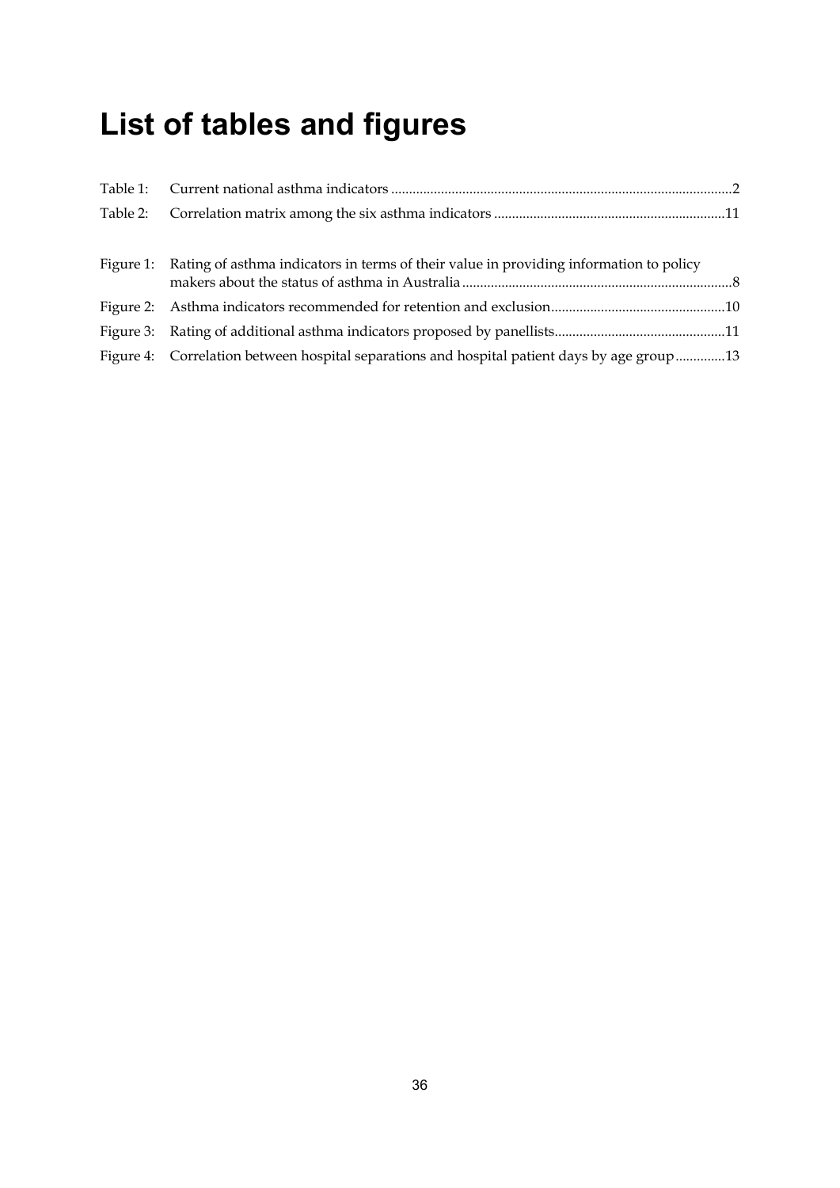# List of tables and figures

Table 1: Current national asthma indicators ...............................................................................................2

Table 2: Correlation matrix among the six asthma indicators .................................................................11

Figure 1: Rating of asthma indicators in terms of their value in providing information to policy makers about the status of asthma in Australia ............................................................................8

Figure 2: Asthma indicators recommended for retention and exclusion.................................................10

Figure 3: Rating of additional asthma indicators proposed by panellists................................................11

Figure 4: Correlation between hospital separations and hospital patient days by age group..............13